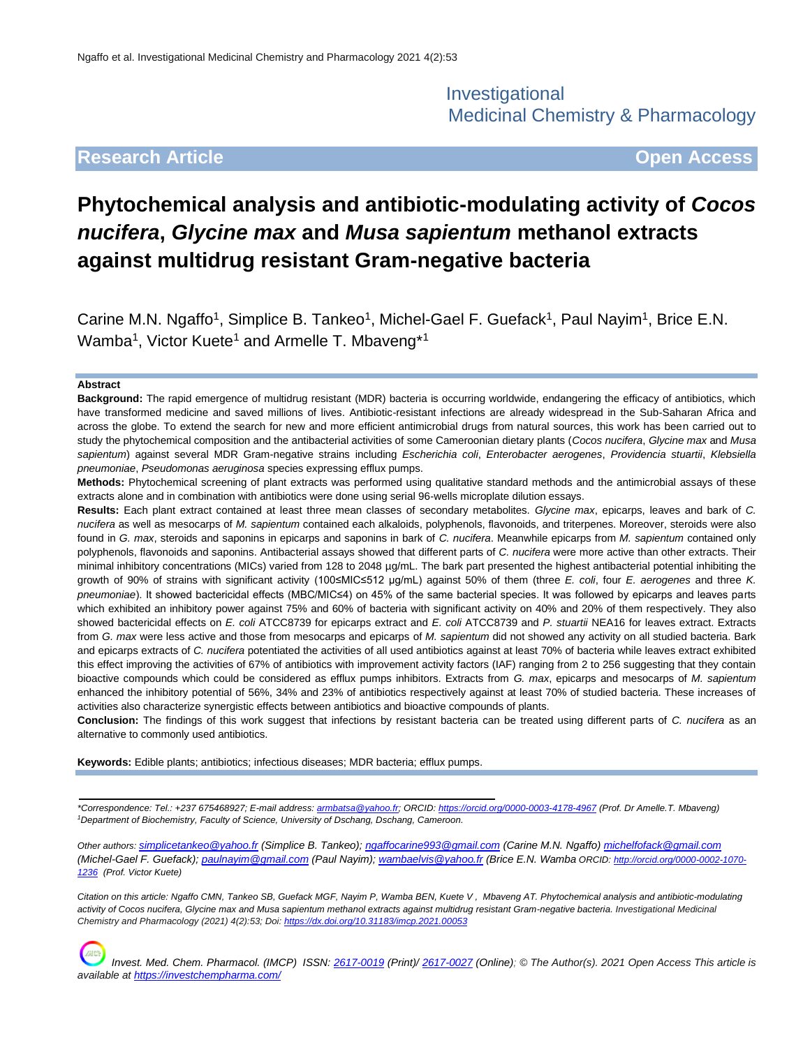Investigational Medicinal Chemistry & Pharmacology

**Research Article** **Open Access**

# Phytochemical analysis and antibiotic-modulating activity of *Cocos nucifera*, *Glycine max* and *Musa sapientum* methanol extracts against multidrug resistant Gram-negative bacteria

Carine M.N. Ngaffo[1], Simplice B. Tankeo[1], Michel-Gael F. Guefack[1], Paul Nayim[1], Brice E.N. Wamba[1], Victor Kuete[1] and Armelle T. Mbaveng*[1]

**Abstract**

**Background:** The rapid emergence of multidrug resistant (MDR) bacteria is occurring worldwide, endangering the efficacy of antibiotics, which have transformed medicine and saved millions of lives. Antibiotic-resistant infections are already widespread in the Sub-Saharan Africa and across the globe. To extend the search for new and more efficient antimicrobial drugs from natural sources, this work has been carried out to study the phytochemical composition and the antibacterial activities of some Cameroonian dietary plants (*Cocos nucifera*, *Glycine max* and *Musa sapientum*) against several MDR Gram-negative strains including *Escherichia coli*, *Enterobacter aerogenes*, *Providencia stuartii*, *Klebsiella pneumoniae*, *Pseudomonas aeruginosa* species expressing efflux pumps.

**Methods:** Phytochemical screening of plant extracts was performed using qualitative standard methods and the antimicrobial assays of these extracts alone and in combination with antibiotics were done using serial 96-wells microplate dilution essays.

**Results:** Each plant extract contained at least three mean classes of secondary metabolites. *Glycine max*, epicarps, leaves and bark of *C. nucifera* as well as mesocarps of *M. sapientum* contained each alkaloids, polyphenols, flavonoids, and triterpenes. Moreover, steroids were also found in *G. max*, steroids and saponins in epicarps and saponins in bark of *C. nucifera*. Meanwhile epicarps from *M. sapientum* contained only polyphenols, flavonoids and saponins. Antibacterial assays showed that different parts of *C. nucifera* were more active than other extracts. Their minimal inhibitory concentrations (MICs) varied from 128 to 2048 µg/mL. The bark part presented the highest antibacterial potential inhibiting the growth of 90% of strains with significant activity (100≤MIC≤512 µg/mL) against 50% of them (three *E. coli*, four *E. aerogenes* and three *K. pneumoniae*). It showed bactericidal effects (MBC/MIC≤4) on 45% of the same bacterial species. It was followed by epicarps and leaves parts which exhibited an inhibitory power against 75% and 60% of bacteria with significant activity on 40% and 20% of them respectively. They also showed bactericidal effects on *E. coli* ATCC8739 for epicarps extract and *E. coli* ATCC8739 and *P. stuartii* NEA16 for leaves extract. Extracts from *G. max* were less active and those from mesocarps and epicarps of *M. sapientum* did not showed any activity on all studied bacteria. Bark and epicarps extracts of *C. nucifera* potentiated the activities of all used antibiotics against at least 70% of bacteria while leaves extract exhibited this effect improving the activities of 67% of antibiotics with improvement activity factors (IAF) ranging from 2 to 256 suggesting that they contain bioactive compounds which could be considered as efflux pumps inhibitors. Extracts from *G. max*, epicarps and mesocarps of *M. sapientum* enhanced the inhibitory potential of 56%, 34% and 23% of antibiotics respectively against at least 70% of studied bacteria. These increases of activities also characterize synergistic effects between antibiotics and bioactive compounds of plants.

**Conclusion:** The findings of this work suggest that infections by resistant bacteria can be treated using different parts of *C. nucifera* as an alternative to commonly used antibiotics.

**Keywords:** Edible plants; antibiotics; infectious diseases; MDR bacteria; efflux pumps.

---

*Correspondence: Tel.: +237 675468927; E-mail address: armbatsa@yahoo.fr; ORCID: https://orcid.org/0000-0003-4178-4967 (Prof. Dr Amelle.T. Mbaveng)*
[1]*Department of Biochemistry, Faculty of Science, University of Dschang, Dschang, Cameroon.*

*Other authors: simplicetankeo@yahoo.fr (Simplice B. Tankeo); ngaffocarine993@gmail.com (Carine M.N. Ngaffo) michelfofack@gmail.com (Michel-Gael F. Guefack); paulnayim@gmail.com (Paul Nayim); wambaelvis@yahoo.fr (Brice E.N. Wamba ORCID: http://orcid.org/0000-0002-1070-1236 (Prof. Victor Kuete)*

*Citation on this article: Ngaffo CMN, Tankeo SB, Guefack MGF, Nayim P, Wamba BEN, Kuete V , Mbaveng AT. Phytochemical analysis and antibiotic-modulating activity of Cocos nucifera, Glycine max and Musa sapientum methanol extracts against multidrug resistant Gram-negative bacteria. Investigational Medicinal Chemistry and Pharmacology (2021) 4(2):53; Doi: https://dx.doi.org/10.31183/imcp.2021.00053*

*Invest. Med. Chem. Pharmacol. (IMCP) ISSN: 2617-0019 (Print)/ 2617-0027 (Online); © The Author(s). 2021 Open Access This article is available at https://investchempharma.com/*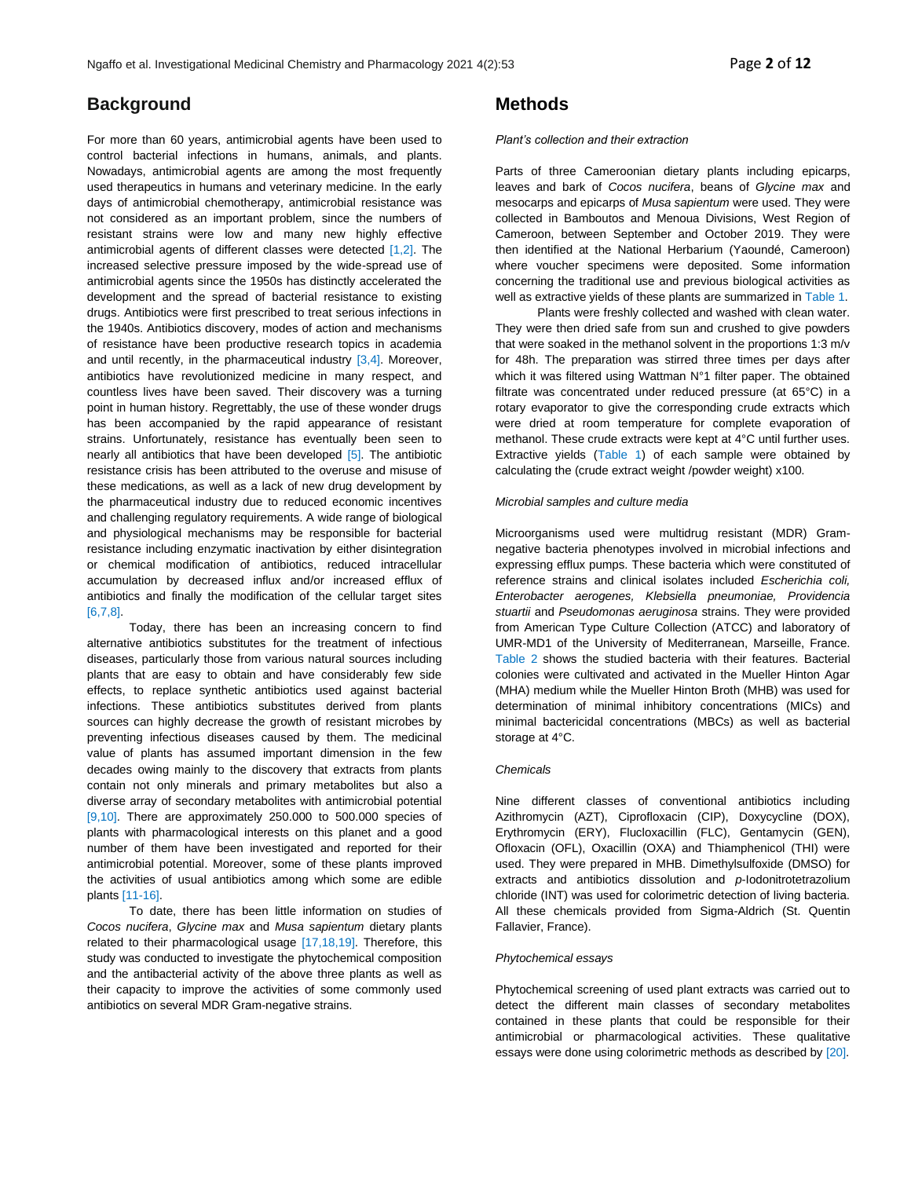## Background

For more than 60 years, antimicrobial agents have been used to control bacterial infections in humans, animals, and plants. Nowadays, antimicrobial agents are among the most frequently used therapeutics in humans and veterinary medicine. In the early days of antimicrobial chemotherapy, antimicrobial resistance was not considered as an important problem, since the numbers of resistant strains were low and many new highly effective antimicrobial agents of different classes were detected [1,2]. The increased selective pressure imposed by the wide-spread use of antimicrobial agents since the 1950s has distinctly accelerated the development and the spread of bacterial resistance to existing drugs. Antibiotics were first prescribed to treat serious infections in the 1940s. Antibiotics discovery, modes of action and mechanisms of resistance have been productive research topics in academia and until recently, in the pharmaceutical industry [3,4]. Moreover, antibiotics have revolutionized medicine in many respect, and countless lives have been saved. Their discovery was a turning point in human history. Regrettably, the use of these wonder drugs has been accompanied by the rapid appearance of resistant strains. Unfortunately, resistance has eventually been seen to nearly all antibiotics that have been developed [5]. The antibiotic resistance crisis has been attributed to the overuse and misuse of these medications, as well as a lack of new drug development by the pharmaceutical industry due to reduced economic incentives and challenging regulatory requirements. A wide range of biological and physiological mechanisms may be responsible for bacterial resistance including enzymatic inactivation by either disintegration or chemical modification of antibiotics, reduced intracellular accumulation by decreased influx and/or increased efflux of antibiotics and finally the modification of the cellular target sites [6,7,8].

Today, there has been an increasing concern to find alternative antibiotics substitutes for the treatment of infectious diseases, particularly those from various natural sources including plants that are easy to obtain and have considerably few side effects, to replace synthetic antibiotics used against bacterial infections. These antibiotics substitutes derived from plants sources can highly decrease the growth of resistant microbes by preventing infectious diseases caused by them. The medicinal value of plants has assumed important dimension in the few decades owing mainly to the discovery that extracts from plants contain not only minerals and primary metabolites but also a diverse array of secondary metabolites with antimicrobial potential [9,10]. There are approximately 250.000 to 500.000 species of plants with pharmacological interests on this planet and a good number of them have been investigated and reported for their antimicrobial potential. Moreover, some of these plants improved the activities of usual antibiotics among which some are edible plants [11-16].

To date, there has been little information on studies of *Cocos nucifera*, *Glycine max* and *Musa sapientum* dietary plants related to their pharmacological usage [17,18,19]. Therefore, this study was conducted to investigate the phytochemical composition and the antibacterial activity of the above three plants as well as their capacity to improve the activities of some commonly used antibiotics on several MDR Gram-negative strains.

## Methods

*Plant's collection and their extraction*

Parts of three Cameroonian dietary plants including epicarps, leaves and bark of *Cocos nucifera*, beans of *Glycine max* and mesocarps and epicarps of *Musa sapientum* were used. They were collected in Bamboutos and Menoua Divisions, West Region of Cameroon, between September and October 2019. They were then identified at the National Herbarium (Yaoundé, Cameroon) where voucher specimens were deposited. Some information concerning the traditional use and previous biological activities as well as extractive yields of these plants are summarized in Table 1.

Plants were freshly collected and washed with clean water. They were then dried safe from sun and crushed to give powders that were soaked in the methanol solvent in the proportions 1:3 m/v for 48h. The preparation was stirred three times per days after which it was filtered using Wattman N°1 filter paper. The obtained filtrate was concentrated under reduced pressure (at 65°C) in a rotary evaporator to give the corresponding crude extracts which were dried at room temperature for complete evaporation of methanol. These crude extracts were kept at 4°C until further uses. Extractive yields (Table 1) of each sample were obtained by calculating the (crude extract weight /powder weight) x100.

*Microbial samples and culture media*

Microorganisms used were multidrug resistant (MDR) Gram-negative bacteria phenotypes involved in microbial infections and expressing efflux pumps. These bacteria which were constituted of reference strains and clinical isolates included *Escherichia coli, Enterobacter aerogenes, Klebsiella pneumoniae, Providencia stuartii* and *Pseudomonas aeruginosa* strains. They were provided from American Type Culture Collection (ATCC) and laboratory of UMR-MD1 of the University of Mediterranean, Marseille, France. Table 2 shows the studied bacteria with their features. Bacterial colonies were cultivated and activated in the Mueller Hinton Agar (MHA) medium while the Mueller Hinton Broth (MHB) was used for determination of minimal inhibitory concentrations (MICs) and minimal bactericidal concentrations (MBCs) as well as bacterial storage at 4°C.

*Chemicals*

Nine different classes of conventional antibiotics including Azithromycin (AZT), Ciprofloxacin (CIP), Doxycycline (DOX), Erythromycin (ERY), Flucloxacillin (FLC), Gentamycin (GEN), Ofloxacin (OFL), Oxacillin (OXA) and Thiamphenicol (THI) were used. They were prepared in MHB. Dimethylsulfoxide (DMSO) for extracts and antibiotics dissolution and *p*-Iodonitrotetrazolium chloride (INT) was used for colorimetric detection of living bacteria. All these chemicals provided from Sigma-Aldrich (St. Quentin Fallavier, France).

*Phytochemical essays*

Phytochemical screening of used plant extracts was carried out to detect the different main classes of secondary metabolites contained in these plants that could be responsible for their antimicrobial or pharmacological activities. These qualitative essays were done using colorimetric methods as described by [20].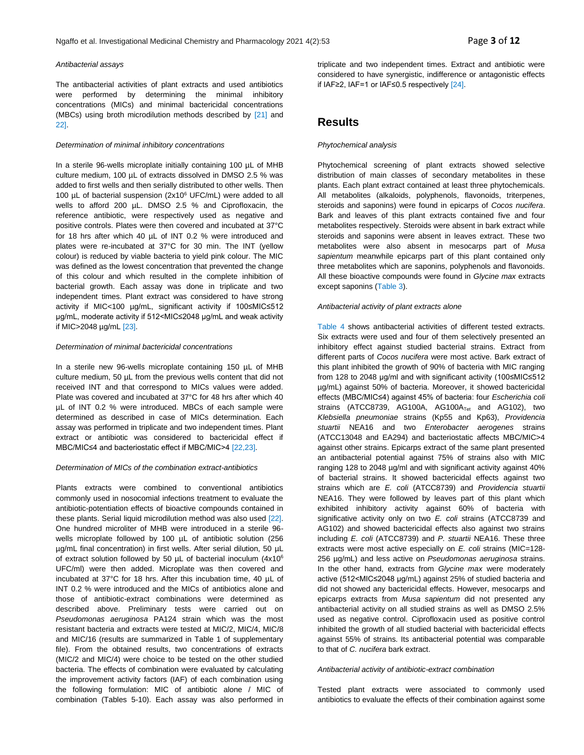*Antibacterial assays*

The antibacterial activities of plant extracts and used antibiotics were performed by determining the minimal inhibitory concentrations (MICs) and minimal bactericidal concentrations (MBCs) using broth microdilution methods described by [21] and 22].

*Determination of minimal inhibitory concentrations*

In a sterile 96-wells microplate initially containing 100 µL of MHB culture medium, 100 µL of extracts dissolved in DMSO 2.5 % was added to first wells and then serially distributed to other wells. Then 100 µL of bacterial suspension ($2x10^6$ UFC/mL) were added to all wells to afford 200 µL. DMSO 2.5 % and Ciprofloxacin, the reference antibiotic, were respectively used as negative and positive controls. Plates were then covered and incubated at 37°C for 18 hrs after which 40 µL of INT 0.2 % were introduced and plates were re-incubated at 37°C for 30 min. The INT (yellow colour) is reduced by viable bacteria to yield pink colour. The MIC was defined as the lowest concentration that prevented the change of this colour and which resulted in the complete inhibition of bacterial growth. Each assay was done in triplicate and two independent times. Plant extract was considered to have strong activity if MIC<100 µg/mL, significant activity if 100≤MIC≤512 µg/mL, moderate activity if 512<MIC≤2048 µg/mL and weak activity if MIC>2048 µg/mL [23].

*Determination of minimal bactericidal concentrations*

In a sterile new 96-wells microplate containing 150 µL of MHB culture medium, 50 µL from the previous wells content that did not received INT and that correspond to MICs values were added. Plate was covered and incubated at 37°C for 48 hrs after which 40 µL of INT 0.2 % were introduced. MBCs of each sample were determined as described in case of MICs determination. Each assay was performed in triplicate and two independent times. Plant extract or antibiotic was considered to bactericidal effect if MBC/MIC≤4 and bacteriostatic effect if MBC/MIC>4 [22,23].

*Determination of MICs of the combination extract-antibiotics*

Plants extracts were combined to conventional antibiotics commonly used in nosocomial infections treatment to evaluate the antibiotic-potentiation effects of bioactive compounds contained in these plants. Serial liquid microdilution method was also used [22]. One hundred microliter of MHB were introduced in a sterile 96-wells microplate followed by 100 µL of antibiotic solution (256 µg/mL final concentration) in first wells. After serial dilution, 50 µL of extract solution followed by 50 µL of bacterial inoculum ($4x10^6$ UFC/ml) were then added. Microplate was then covered and incubated at 37°C for 18 hrs. After this incubation time, 40 µL of INT 0.2 % were introduced and the MICs of antibiotics alone and those of antibiotic-extract combinations were determined as described above. Preliminary tests were carried out on *Pseudomonas aeruginosa* PA124 strain which was the most resistant bacteria and extracts were tested at MIC/2, MIC/4, MIC/8 and MIC/16 (results are summarized in Table 1 of supplementary file). From the obtained results, two concentrations of extracts (MIC/2 and MIC/4) were choice to be tested on the other studied bacteria. The effects of combination were evaluated by calculating the improvement activity factors (IAF) of each combination using the following formulation: MIC of antibiotic alone / MIC of combination (Tables 5-10). Each assay was also performed in triplicate and two independent times. Extract and antibiotic were considered to have synergistic, indifference or antagonistic effects if IAF≥2, IAF=1 or IAF≤0.5 respectively [24].

## Results

*Phytochemical analysis*

Phytochemical screening of plant extracts showed selective distribution of main classes of secondary metabolites in these plants. Each plant extract contained at least three phytochemicals. All metabolites (alkaloids, polyphenols, flavonoids, triterpenes, steroids and saponins) were found in epicarps of *Cocos nucifera*. Bark and leaves of this plant extracts contained five and four metabolites respectively. Steroids were absent in bark extract while steroids and saponins were absent in leaves extract. These two metabolites were also absent in mesocarps part of *Musa sapientum* meanwhile epicarps part of this plant contained only three metabolites which are saponins, polyphenols and flavonoids. All these bioactive compounds were found in *Glycine max* extracts except saponins (Table 3).

*Antibacterial activity of plant extracts alone*

Table 4 shows antibacterial activities of different tested extracts. Six extracts were used and four of them selectively presented an inhibitory effect against studied bacterial strains. Extract from different parts of *Cocos nucifera* were most active. Bark extract of this plant inhibited the growth of 90% of bacteria with MIC ranging from 128 to 2048 µg/ml and with significant activity (100≤MIC≤512 µg/mL) against 50% of bacteria. Moreover, it showed bactericidal effects (MBC/MIC≤4) against 45% of bacteria: four *Escherichia coli* strains (ATCC8739, AG100A, $AG100A_{Tet}$ and AG102), two *Klebsiella pneumoniae* strains (Kp55 and Kp63), *Providencia stuartii* NEA16 and two *Enterobacter aerogenes* strains (ATCC13048 and EA294) and bacteriostatic affects MBC/MIC>4 against other strains. Epicarps extract of the same plant presented an antibacterial potential against 75% of strains also with MIC ranging 128 to 2048 µg/ml and with significant activity against 40% of bacterial strains. It showed bactericidal effects against two strains which are *E. coli* (ATCC8739) and *Providencia stuartii* NEA16. They were followed by leaves part of this plant which exhibited inhibitory activity against 60% of bacteria with significative activity only on two *E. coli* strains (ATCC8739 and AG102) and showed bactericidal effects also against two strains including *E. coli* (ATCC8739) and *P. stuartii* NEA16. These three extracts were most active especially on *E. coli* strains (MIC=128-256 µg/mL) and less active on *Pseudomonas aeruginosa* strains. In the other hand, extracts from *Glycine max* were moderately active (512<MIC≤2048 µg/mL) against 25% of studied bacteria and did not showed any bactericidal effects. However, mesocarps and epicarps extracts from *Musa sapientum* did not presented any antibacterial activity on all studied strains as well as DMSO 2.5% used as negative control. Ciprofloxacin used as positive control inhibited the growth of all studied bacterial with bactericidal effects against 55% of strains. Its antibacterial potential was comparable to that of *C. nucifera* bark extract.

*Antibacterial activity of antibiotic-extract combination*

Tested plant extracts were associated to commonly used antibiotics to evaluate the effects of their combination against some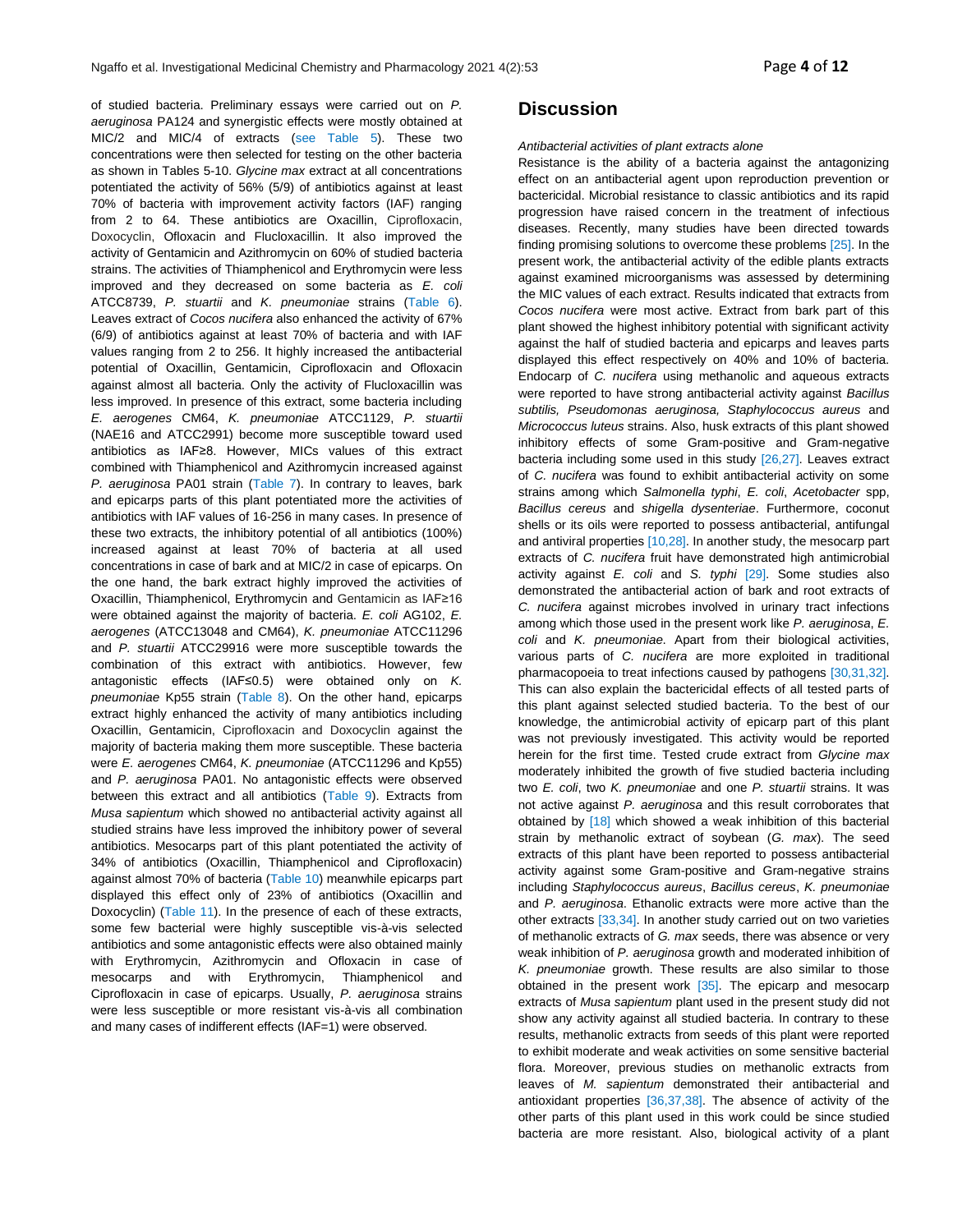of studied bacteria. Preliminary essays were carried out on *P. aeruginosa* PA124 and synergistic effects were mostly obtained at MIC/2 and MIC/4 of extracts (see Table 5). These two concentrations were then selected for testing on the other bacteria as shown in Tables 5-10. *Glycine max* extract at all concentrations potentiated the activity of 56% (5/9) of antibiotics against at least 70% of bacteria with improvement activity factors (IAF) ranging from 2 to 64. These antibiotics are Oxacillin, Ciprofloxacin, Doxocyclin, Ofloxacin and Flucloxacillin. It also improved the activity of Gentamicin and Azithromycin on 60% of studied bacteria strains. The activities of Thiamphenicol and Erythromycin were less improved and they decreased on some bacteria as *E. coli* ATCC8739, *P. stuartii* and *K. pneumoniae* strains (Table 6). Leaves extract of *Cocos nucifera* also enhanced the activity of 67% (6/9) of antibiotics against at least 70% of bacteria and with IAF values ranging from 2 to 256. It highly increased the antibacterial potential of Oxacillin, Gentamicin, Ciprofloxacin and Ofloxacin against almost all bacteria. Only the activity of Flucloxacillin was less improved. In presence of this extract, some bacteria including *E. aerogenes* CM64, *K. pneumoniae* ATCC1129, *P. stuartii* (NAE16 and ATCC2991) become more susceptible toward used antibiotics as IAF≥8. However, MICs values of this extract combined with Thiamphenicol and Azithromycin increased against *P. aeruginosa* PA01 strain (Table 7). In contrary to leaves, bark and epicarps parts of this plant potentiated more the activities of antibiotics with IAF values of 16-256 in many cases. In presence of these two extracts, the inhibitory potential of all antibiotics (100%) increased against at least 70% of bacteria at all used concentrations in case of bark and at MIC/2 in case of epicarps. On the one hand, the bark extract highly improved the activities of Oxacillin, Thiamphenicol, Erythromycin and Gentamicin as IAF≥16 were obtained against the majority of bacteria. *E. coli* AG102, *E. aerogenes* (ATCC13048 and CM64), *K. pneumoniae* ATCC11296 and *P. stuartii* ATCC29916 were more susceptible towards the combination of this extract with antibiotics. However, few antagonistic effects (IAF≤0.5) were obtained only on *K. pneumoniae* Kp55 strain (Table 8). On the other hand, epicarps extract highly enhanced the activity of many antibiotics including Oxacillin, Gentamicin, Ciprofloxacin and Doxocyclin against the majority of bacteria making them more susceptible. These bacteria were *E. aerogenes* CM64, *K. pneumoniae* (ATCC11296 and Kp55) and *P. aeruginosa* PA01. No antagonistic effects were observed between this extract and all antibiotics (Table 9). Extracts from *Musa sapientum* which showed no antibacterial activity against all studied strains have less improved the inhibitory power of several antibiotics. Mesocarps part of this plant potentiated the activity of 34% of antibiotics (Oxacillin, Thiamphenicol and Ciprofloxacin) against almost 70% of bacteria (Table 10) meanwhile epicarps part displayed this effect only of 23% of antibiotics (Oxacillin and Doxocyclin) (Table 11). In the presence of each of these extracts, some few bacterial were highly susceptible vis-à-vis selected antibiotics and some antagonistic effects were also obtained mainly with Erythromycin, Azithromycin and Ofloxacin in case of mesocarps and with Erythromycin, Thiamphenicol and Ciprofloxacin in case of epicarps. Usually, *P. aeruginosa* strains were less susceptible or more resistant vis-à-vis all combination and many cases of indifferent effects (IAF=1) were observed.

## Discussion

*Antibacterial activities of plant extracts alone*

Resistance is the ability of a bacteria against the antagonizing effect on an antibacterial agent upon reproduction prevention or bactericidal. Microbial resistance to classic antibiotics and its rapid progression have raised concern in the treatment of infectious diseases. Recently, many studies have been directed towards finding promising solutions to overcome these problems [25]. In the present work, the antibacterial activity of the edible plants extracts against examined microorganisms was assessed by determining the MIC values of each extract. Results indicated that extracts from *Cocos nucifera* were most active. Extract from bark part of this plant showed the highest inhibitory potential with significant activity against the half of studied bacteria and epicarps and leaves parts displayed this effect respectively on 40% and 10% of bacteria. Endocarp of *C. nucifera* using methanolic and aqueous extracts were reported to have strong antibacterial activity against *Bacillus subtilis, Pseudomonas aeruginosa, Staphylococcus aureus* and *Micrococcus luteus* strains. Also, husk extracts of this plant showed inhibitory effects of some Gram-positive and Gram-negative bacteria including some used in this study [26,27]. Leaves extract of *C. nucifera* was found to exhibit antibacterial activity on some strains among which *Salmonella typhi*, *E. coli*, *Acetobacter* spp, *Bacillus cereus* and *shigella dysenteriae*. Furthermore, coconut shells or its oils were reported to possess antibacterial, antifungal and antiviral properties [10,28]. In another study, the mesocarp part extracts of *C. nucifera* fruit have demonstrated high antimicrobial activity against *E. coli* and *S. typhi* [29]. Some studies also demonstrated the antibacterial action of bark and root extracts of *C. nucifera* against microbes involved in urinary tract infections among which those used in the present work like *P. aeruginosa*, *E. coli* and *K. pneumoniae.* Apart from their biological activities, various parts of *C. nucifera* are more exploited in traditional pharmacopoeia to treat infections caused by pathogens [30,31,32]. This can also explain the bactericidal effects of all tested parts of this plant against selected studied bacteria. To the best of our knowledge, the antimicrobial activity of epicarp part of this plant was not previously investigated. This activity would be reported herein for the first time. Tested crude extract from *Glycine max* moderately inhibited the growth of five studied bacteria including two *E. coli*, two *K. pneumoniae* and one *P. stuartii* strains. It was not active against *P. aeruginosa* and this result corroborates that obtained by [18] which showed a weak inhibition of this bacterial strain by methanolic extract of soybean (*G. max*). The seed extracts of this plant have been reported to possess antibacterial activity against some Gram-positive and Gram-negative strains including *Staphylococcus aureus*, *Bacillus cereus*, *K. pneumoniae* and *P. aeruginosa*. Ethanolic extracts were more active than the other extracts [33,34]. In another study carried out on two varieties of methanolic extracts of *G. max* seeds, there was absence or very weak inhibition of *P. aeruginosa* growth and moderated inhibition of *K. pneumoniae* growth. These results are also similar to those obtained in the present work [35]. The epicarp and mesocarp extracts of *Musa sapientum* plant used in the present study did not show any activity against all studied bacteria. In contrary to these results, methanolic extracts from seeds of this plant were reported to exhibit moderate and weak activities on some sensitive bacterial flora. Moreover, previous studies on methanolic extracts from leaves of *M. sapientum* demonstrated their antibacterial and antioxidant properties [36,37,38]. The absence of activity of the other parts of this plant used in this work could be since studied bacteria are more resistant. Also, biological activity of a plant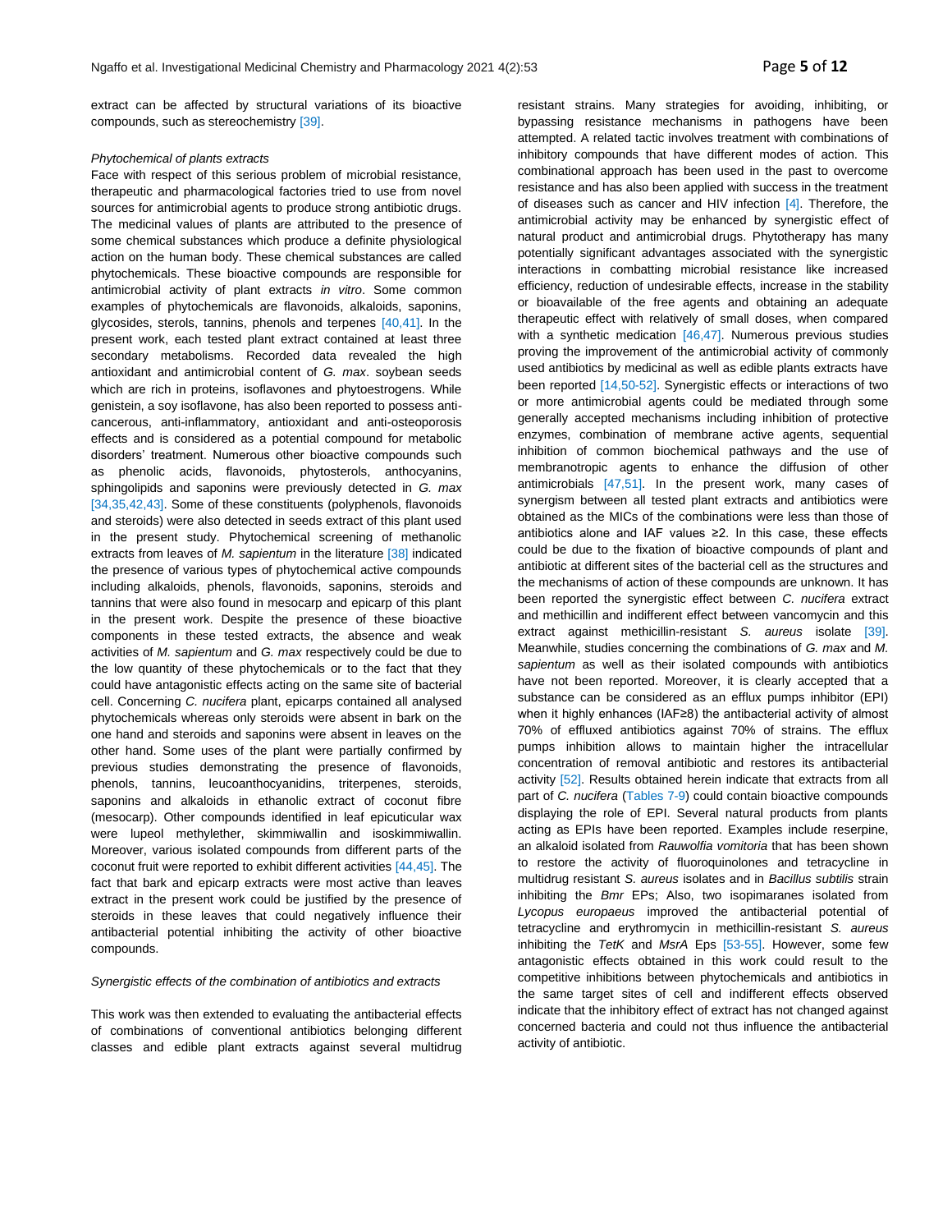extract can be affected by structural variations of its bioactive compounds, such as stereochemistry [39].

*Phytochemical of plants extracts*

Face with respect of this serious problem of microbial resistance, therapeutic and pharmacological factories tried to use from novel sources for antimicrobial agents to produce strong antibiotic drugs. The medicinal values of plants are attributed to the presence of some chemical substances which produce a definite physiological action on the human body. These chemical substances are called phytochemicals. These bioactive compounds are responsible for antimicrobial activity of plant extracts *in vitro*. Some common examples of phytochemicals are flavonoids, alkaloids, saponins, glycosides, sterols, tannins, phenols and terpenes [40,41]. In the present work, each tested plant extract contained at least three secondary metabolisms. Recorded data revealed the high antioxidant and antimicrobial content of *G. max*. soybean seeds which are rich in proteins, isoflavones and phytoestrogens. While genistein, a soy isoflavone, has also been reported to possess anti-cancerous, anti-inflammatory, antioxidant and anti-osteoporosis effects and is considered as a potential compound for metabolic disorders' treatment. Numerous other bioactive compounds such as phenolic acids, flavonoids, phytosterols, anthocyanins, sphingolipids and saponins were previously detected in *G. max* [34,35,42,43]. Some of these constituents (polyphenols, flavonoids and steroids) were also detected in seeds extract of this plant used in the present study. Phytochemical screening of methanolic extracts from leaves of *M. sapientum* in the literature [38] indicated the presence of various types of phytochemical active compounds including alkaloids, phenols, flavonoids, saponins, steroids and tannins that were also found in mesocarp and epicarp of this plant in the present work. Despite the presence of these bioactive components in these tested extracts, the absence and weak activities of *M. sapientum* and *G. max* respectively could be due to the low quantity of these phytochemicals or to the fact that they could have antagonistic effects acting on the same site of bacterial cell. Concerning *C. nucifera* plant, epicarps contained all analysed phytochemicals whereas only steroids were absent in bark on the one hand and steroids and saponins were absent in leaves on the other hand. Some uses of the plant were partially confirmed by previous studies demonstrating the presence of flavonoids, phenols, tannins, leucoanthocyanidins, triterpenes, steroids, saponins and alkaloids in ethanolic extract of coconut fibre (mesocarp). Other compounds identified in leaf epicuticular wax were lupeol methylether, skimmiwallin and isoskimmiwallin. Moreover, various isolated compounds from different parts of the coconut fruit were reported to exhibit different activities [44,45]. The fact that bark and epicarp extracts were most active than leaves extract in the present work could be justified by the presence of steroids in these leaves that could negatively influence their antibacterial potential inhibiting the activity of other bioactive compounds.

*Synergistic effects of the combination of antibiotics and extracts*

This work was then extended to evaluating the antibacterial effects of combinations of conventional antibiotics belonging different classes and edible plant extracts against several multidrug resistant strains. Many strategies for avoiding, inhibiting, or bypassing resistance mechanisms in pathogens have been attempted. A related tactic involves treatment with combinations of inhibitory compounds that have different modes of action. This combinational approach has been used in the past to overcome resistance and has also been applied with success in the treatment of diseases such as cancer and HIV infection [4]. Therefore, the antimicrobial activity may be enhanced by synergistic effect of natural product and antimicrobial drugs. Phytotherapy has many potentially significant advantages associated with the synergistic interactions in combatting microbial resistance like increased efficiency, reduction of undesirable effects, increase in the stability or bioavailable of the free agents and obtaining an adequate therapeutic effect with relatively of small doses, when compared with a synthetic medication [46,47]. Numerous previous studies proving the improvement of the antimicrobial activity of commonly used antibiotics by medicinal as well as edible plants extracts have been reported [14,50-52]. Synergistic effects or interactions of two or more antimicrobial agents could be mediated through some generally accepted mechanisms including inhibition of protective enzymes, combination of membrane active agents, sequential inhibition of common biochemical pathways and the use of membranotropic agents to enhance the diffusion of other antimicrobials [47,51]. In the present work, many cases of synergism between all tested plant extracts and antibiotics were obtained as the MICs of the combinations were less than those of antibiotics alone and IAF values ≥2. In this case, these effects could be due to the fixation of bioactive compounds of plant and antibiotic at different sites of the bacterial cell as the structures and the mechanisms of action of these compounds are unknown. It has been reported the synergistic effect between *C. nucifera* extract and methicillin and indifferent effect between vancomycin and this extract against methicillin-resistant *S. aureus* isolate [39]. Meanwhile, studies concerning the combinations of *G. max* and *M. sapientum* as well as their isolated compounds with antibiotics have not been reported. Moreover, it is clearly accepted that a substance can be considered as an efflux pumps inhibitor (EPI) when it highly enhances (IAF≥8) the antibacterial activity of almost 70% of effluxed antibiotics against 70% of strains. The efflux pumps inhibition allows to maintain higher the intracellular concentration of removal antibiotic and restores its antibacterial activity [52]. Results obtained herein indicate that extracts from all part of *C. nucifera* (Tables 7-9) could contain bioactive compounds displaying the role of EPI. Several natural products from plants acting as EPIs have been reported. Examples include reserpine, an alkaloid isolated from *Rauwolfia vomitoria* that has been shown to restore the activity of fluoroquinolones and tetracycline in multidrug resistant *S. aureus* isolates and in *Bacillus subtilis* strain inhibiting the *Bmr* EPs; Also, two isopimaranes isolated from *Lycopus europaeus* improved the antibacterial potential of tetracycline and erythromycin in methicillin-resistant *S. aureus* inhibiting the *TetK* and *MsrA* Eps [53-55]. However, some few antagonistic effects obtained in this work could result to the competitive inhibitions between phytochemicals and antibiotics in the same target sites of cell and indifferent effects observed indicate that the inhibitory effect of extract has not changed against concerned bacteria and could not thus influence the antibacterial activity of antibiotic.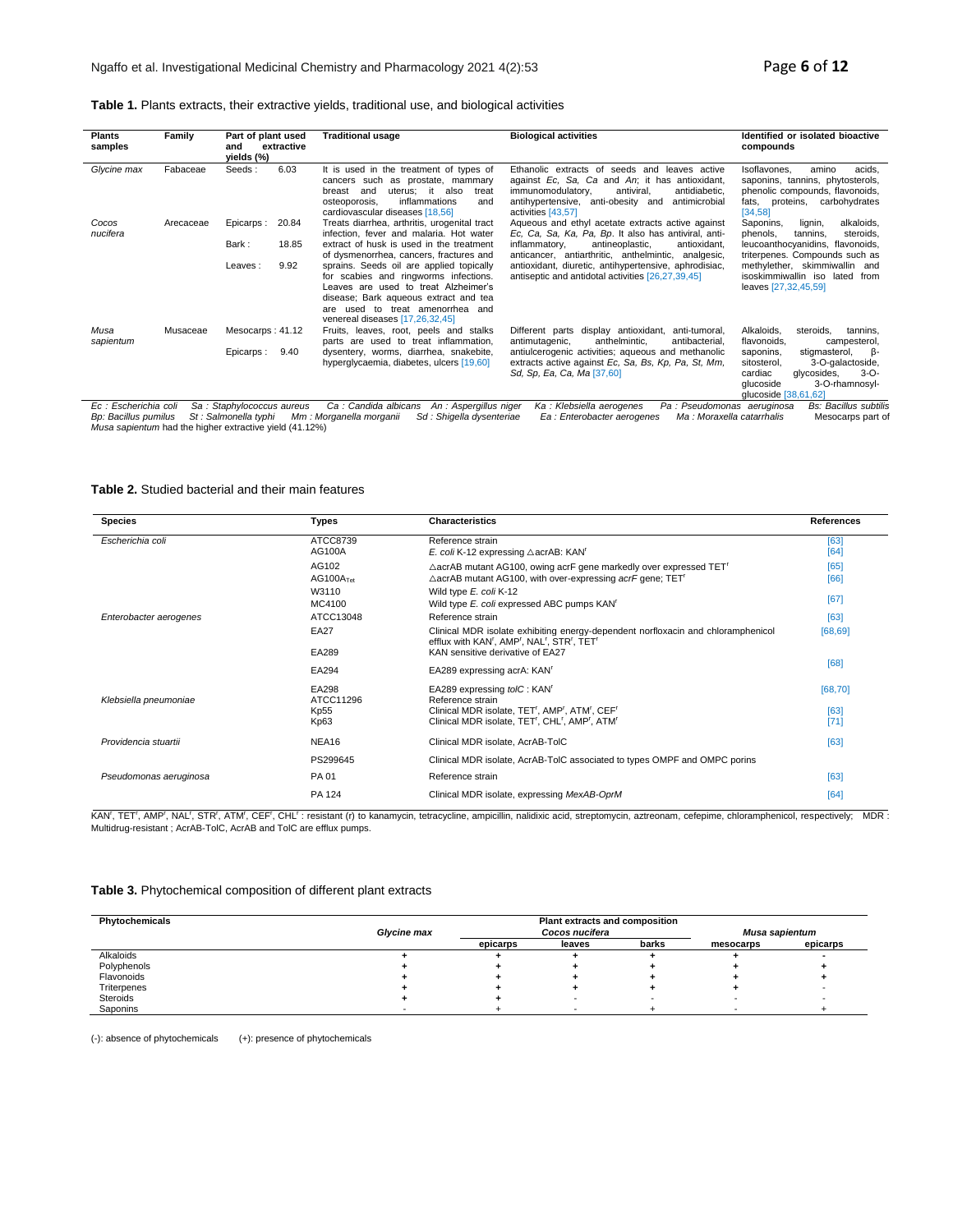**Table 1.** Plants extracts, their extractive yields, traditional use, and biological activities

| Plants samples | Family | Part of plant used and extractive yields (%) | Traditional usage | Biological activities | Identified or isolated bioactive compounds |
|---|---|---|---|---|---|
| *Glycine max* | Fabaceae | Seeds : 6.03 | It is used in the treatment of types of cancers such as prostate, mammary breast and uterus; it also treat osteoporosis, inflammations and cardiovascular diseases [18,56] | Ethanolic extracts of seeds and leaves active against *Ec, Sa, Ca* and *An*; it has antioxidant, immunomodulatory, antiviral, antidiabetic, antihypertensive, anti-obesity and antimicrobial activities [43,57] | Isoflavones, amino acids, saponins, tannins, phytosterols, phenolic compounds, flavonoids, fats, proteins, carbohydrates [34,58] |
| *Cocos nucifera* | Arecaceae | Epicarps : 20.84<br>Bark : 18.85<br>Leaves : 9.92 | Treats diarrhea, arthritis, urogenital tract infection, fever and malaria. Hot water extract of husk is used in the treatment of dysmenorrhea, cancers, fractures and sprains. Seeds oil are applied topically for scabies and ringworms infections. Leaves are used to treat Alzheimer's disease; Bark aqueous extract and tea are used to treat amenorrhea and venereal diseases [17,26,32,45] | Aqueous and ethyl acetate extracts active against *Ec, Ca, Sa, Ka, Pa, Bp*. It also has antiviral, anti-inflammatory, antineoplastic, antioxidant, anticancer, antiarthritic, anthelmintic, analgesic, antioxidant, diuretic, antihypertensive, aphrodisiac, antiseptic and antidotal activities [26,27,39,45] | Saponins, lignin, alkaloids, phenols, tannins, steroids, leucoanthocyanidins, flavonoids, triterpenes. Compounds such as methylether, skimmiwallin and isoskimmiwallin iso lated from leaves [27,32,45,59] |
| *Musa sapientum* | Musaceae | Mesocarps : 41.12<br>Epicarps : 9.40 | Fruits, leaves, root, peels and stalks parts are used to treat inflammation, dysentery, worms, diarrhea, snakebite, hyperglycaemia, diabetes, ulcers [19,60] | Different parts display antioxidant, anti-tumoral, antimutagenic, anthelmintic, antibacterial, antiulcerogenic activities; aqueous and methanolic extracts active against *Ec, Sa, Bs, Kp, Pa, St, Mm, Sd, Sp, Ea, Ca, Ma* [37,60] | Alkaloids, steroids, tannins, flavonoids, campesterol, saponins, stigmasterol, β-sitosterol, 3-O-galactoside, cardiac glycosides, 3-O-glucoside 3-O-rhamnosyl-glucoside [38,61,62] |

*Ec : Escherichia coli* *Sa : Staphylococcus aureus* *Ca : Candida albicans* *An : Aspergillus niger* *Ka : Klebsiella aerogenes* *Pa : Pseudomonas aeruginosa* *Bs: Bacillus subtilis* *Bp: Bacillus pumilus* *St : Salmonella typhi* *Mm : Morganella morganii* *Sd : Shigella dysenteriae* *Ea : Enterobacter aerogenes* *Ma : Moraxella catarrhalis* Mesocarps part of *Musa sapientum* had the higher extractive yield (41.12%)

**Table 2.** Studied bacterial and their main features

| Species | Types | Characteristics | References |
|---|---|---|---|
| *Escherichia coli* | ATCC8739 | Reference strain | [63] |
| | AG100A | *E. coli* K-12 expressing △acrAB: KAN$^r$ | [64] |
| | AG102 | △acrAB mutant AG100, owing acrF gene markedly over expressed TET$^r$ | [65] |
| | AG100A$_{Tet}$ | △acrAB mutant AG100, with over-expressing *acrF* gene; TET$^r$ | [66] |
| | W3110 | Wild type *E. coli* K-12 | [67] |
| | MC4100 | Wild type *E. coli* expressed ABC pumps KAN$^r$ | |
| *Enterobacter aerogenes* | ATCC13048 | Reference strain | [63] |
| | EA27 | Clinical MDR isolate exhibiting energy-dependent norfloxacin and chloramphenicol efflux with KAN$^r$, AMP$^r$, NAL$^r$, STR$^r$, TET$^r$ | [68,69] |
| | EA289 | KAN sensitive derivative of EA27 | [68] |
| | EA294 | EA289 expressing acrA: KAN$^r$ | |
| | EA298 | EA289 expressing *tolC* : KAN$^r$ | [68,70] |
| *Klebsiella pneumoniae* | ATCC11296 | Reference strain | |
| | Kp55 | Clinical MDR isolate, TET$^r$, AMP$^r$, ATM$^r$, CEF$^r$ | [63] |
| | Kp63 | Clinical MDR isolate, TET$^r$, CHL$^r$, AMP$^r$, ATM$^r$ | [71] |
| *Providencia stuartii* | NEA16 | Clinical MDR isolate, AcrAB-TolC | [63] |
| | PS299645 | Clinical MDR isolate, AcrAB-TolC associated to types OMPF and OMPC porins | |
| *Pseudomonas aeruginosa* | PA 01 | Reference strain | [63] |
| | PA 124 | Clinical MDR isolate, expressing *MexAB-OprM* | [64] |

KAN$^r$, TET$^r$, AMP$^r$, NAL$^r$, STR$^r$, ATM$^r$, CEF$^r$, CHL$^r$ : resistant (r) to kanamycin, tetracycline, ampicillin, nalidixic acid, streptomycin, aztreonam, cefepime, chloramphenicol, respectively; MDR : Multidrug-resistant ; AcrAB-TolC, AcrAB and TolC are efflux pumps.

**Table 3.** Phytochemical composition of different plant extracts

| Phytochemicals | Plant extracts and composition | | | | | |
|---|---|---|---|---|---|---|
| | *Glycine max* | *Cocos nucifera* | | | *Musa sapientum* | |
| | | epicarps | leaves | barks | mesocarps | epicarps |
| Alkaloids | + | + | + | + | + | - |
| Polyphenols | + | + | + | + | + | + |
| Flavonoids | + | + | + | + | + | + |
| Triterpenes | + | + | + | + | + | - |
| Steroids | + | + | - | - | - | - |
| Saponins | - | + | - | + | - | + |

(-): absence of phytochemicals (+): presence of phytochemicals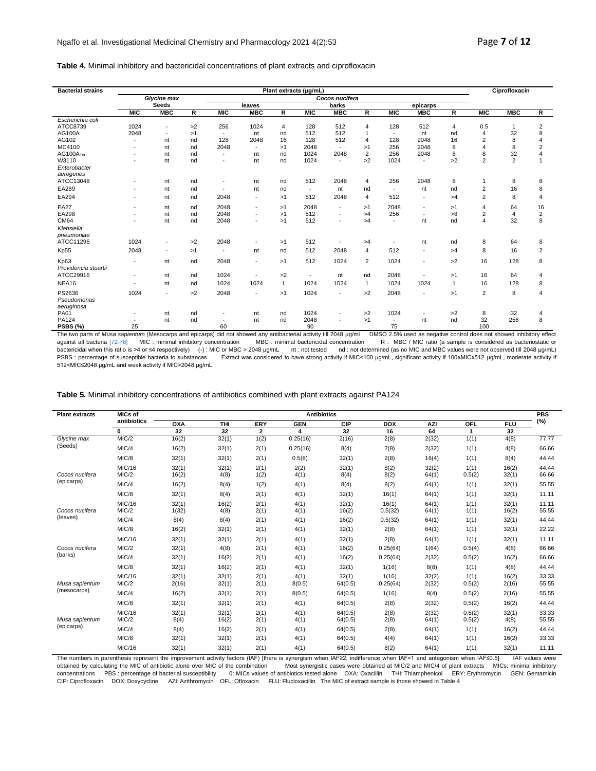**Table 4.** Minimal inhibitory and bactericidal concentrations of plant extracts and ciprofloxacin

| Bacterial strains | Plant extracts (µg/mL) | | | | | | | | | | | | Ciprofloxacin | | |
|---|---|---|---|---|---|---|---|---|---|---|---|---|---|---|---|
| | *Glycine max* | | | *Cocos nucifera* | | | | | | | | | | | |
| | Seeds | | | leaves | | | barks | | | epicarps | | | | | |
| | MIC | MBC | R | MIC | MBC | R | MIC | MBC | R | MIC | MBC | R | MIC | MBC | R |
| *Escherichia coli* | | | | | | | | | | | | | | | |
| ATCC8739 | 1024 | - | >2 | 256 | 1024 | 4 | 128 | 512 | 4 | 128 | 512 | 4 | 0.5 | 1 | 2 |
| AG100A | 2048 | - | >1 | - | nt | nd | 512 | 512 | 1 | - | nt | nd | 4 | 32 | 8 |
| AG102 | - | nt | nd | 128 | 2048 | 16 | 128 | 512 | 4 | 128 | 2048 | 16 | 2 | 8 | 4 |
| MC4100 | - | nt | nd | 2048 | - | >1 | 2048 | - | >1 | 256 | 2048 | 8 | 4 | 8 | 2 |
| $AG100A_{Tet}$ | - | nt | nd | - | nt | nd | 1024 | 2048 | 2 | 256 | 2048 | 8 | 8 | 32 | 4 |
| W3110 | - | nt | nd | - | nt | nd | 1024 | - | >2 | 1024 | - | >2 | 2 | 2 | 1 |
| *Enterobacter aerogenes* | | | | | | | | | | | | | | | |
| ATCC13048 | - | nt | nd | - | nt | nd | 512 | 2048 | 4 | 256 | 2048 | 8 | 1 | 8 | 8 |
| EA289 | - | nt | nd | - | nt | nd | - | nt | nd | - | nt | nd | 2 | 16 | 8 |
| EA294 | - | nt | nd | 2048 | - | >1 | 512 | 2048 | 4 | 512 | - | >4 | 2 | 8 | 4 |
| EA27 | - | nt | nd | 2048 | - | >1 | 2048 | - | >1 | 2048 | - | >1 | 4 | 64 | 16 |
| EA298 | - | nt | nd | 2048 | - | >1 | 512 | - | >4 | 256 | - | >8 | 2 | 4 | 2 |
| CM64 | - | nt | nd | 2048 | - | >1 | 512 | - | >4 | - | nt | nd | 4 | 32 | 8 |
| *Klebsiella pneumoniae* | | | | | | | | | | | | | | | |
| ATCC11296 | 1024 | - | >2 | 2048 | - | >1 | 512 | - | >4 | - | nt | nd | 8 | 64 | 8 |
| Kp55 | 2048 | - | >1 | - | nt | nd | 512 | 2048 | 4 | 512 | - | >4 | 8 | 16 | 2 |
| Kp63 | - | nt | nd | 2048 | - | >1 | 512 | 1024 | 2 | 1024 | - | >2 | 16 | 128 | 8 |
| *Providencia stuartii* | | | | | | | | | | | | | | | |
| ATCC29916 | - | nt | nd | 1024 | - | >2 | - | nt | nd | 2048 | - | >1 | 16 | 64 | 4 |
| NEA16 | - | nt | nd | 1024 | 1024 | 1 | 1024 | 1024 | 1 | 1024 | 1024 | 1 | 16 | 128 | 8 |
| PS2636 | 1024 | - | >2 | 2048 | - | >1 | 1024 | - | >2 | 2048 | - | >1 | 2 | 8 | 4 |
| *Pseudomonas aeruginosa* | | | | | | | | | | | | | | | |
| PA01 | - | nt | nd | - | nt | nd | 1024 | - | >2 | 1024 | - | >2 | 8 | 32 | 4 |
| PA124 | - | nt | nd | - | nt | nd | 2048 | - | >1 | - | nt | nd | 32 | 256 | 8 |
| **PSBS (%)** | 25 | | | 60 | | | 90 | | | 75 | | | 100 | | |

The two parts of *Musa sapientum* (Mesocarps and epicarps) did not showed any antibacterial activity till 2048 µg/ml DMSO 2.5% used as negative control does not showed inhibitory effect against all bacteria [72-78] MIC : minimal inhibitory concentration MBC : minimal bactericidal concentration R : MBC / MIC ratio (a sample is considered as bacteriostatic or bactericidal when this ratio is >4 or ≤4 respectively) (-) : MIC or MBC > 2048 µg/mL nt : not tested nd : not determined (as no MIC and MBC values were not observed till 2048 µg/mL) PSBS : percentage of susceptible bacteria to substances Extract was considered to have strong activity if MIC<100 µg/mL, significant activity if 100≤MIC≤512 µg/mL, moderate activity if 512<MIC≤2048 µg/mL and weak activity if MIC>2048 µg/mL

**Table 5.** Minimal inhibitory concentrations of antibiotics combined with plant extracts against PA124

| Plant extracts | MICs of antibiotics | Antibiotics | | | | | | | | | PBS (%) |
|---|---|---|---|---|---|---|---|---|---|---|---|
| | | OXA | THI | ERY | GEN | CIP | DOX | AZI | OFL | FLU | |
| | 0 | 32 | 32 | 2 | 4 | 32 | 16 | 64 | 1 | 32 | |
| *Glycine max* (Seeds) | MIC/2 | 16(2) | 32(1) | 1(2) | 0.25(16) | 2(16) | 2(8) | 2(32) | 1(1) | 4(8) | 77.77 |
| | MIC/4 | 16(2) | 32(1) | 2(1) | 0.25(16) | 8(4) | 2(8) | 2(32) | 1(1) | 4(8) | 66.66 |
| | MIC/8 | 32(1) | 32(1) | 2(1) | 0.5(8) | 32(1) | 2(8) | 16(4) | 1(1) | 8(4) | 44.44 |
| | MIC/16 | 32(1) | 32(1) | 2(1) | 2(2) | 32(1) | 8(2) | 32(2) | 1(1) | 16(2) | 44.44 |
| *Cocos nucifera* (epicarps) | MIC/2 | 16(2) | 4(8) | 1(2) | 4(1) | 8(4) | 8(2) | 64(1) | 0.5(2) | 32(1) | 66.66 |
| | MIC/4 | 16(2) | 8(4) | 1(2) | 4(1) | 8(4) | 8(2) | 64(1) | 1(1) | 32(1) | 55.55 |
| | MIC/8 | 32(1) | 8(4) | 2(1) | 4(1) | 32(1) | 16(1) | 64(1) | 1(1) | 32(1) | 11.11 |
| | MIC/16 | 32(1) | 16(2) | 2(1) | 4(1) | 32(1) | 16(1) | 64(1) | 1(1) | 32(1) | 11.11 |
| *Cocos nucifera* (leaves) | MIC/2 | 1(32) | 4(8) | 2(1) | 4(1) | 16(2) | 0.5(32) | 64(1) | 1(1) | 16(2) | 55.55 |
| | MIC/4 | 8(4) | 8(4) | 2(1) | 4(1) | 16(2) | 0.5(32) | 64(1) | 1(1) | 32(1) | 44.44 |
| | MIC/8 | 16(2) | 32(1) | 2(1) | 4(1) | 32(1) | 2(8) | 64(1) | 1(1) | 32(1) | 22.22 |
| | MIC/16 | 32(1) | 32(1) | 2(1) | 4(1) | 32(1) | 2(8) | 64(1) | 1(1) | 32(1) | 11.11 |
| *Cocos nucifera* (barks) | MIC/2 | 32(1) | 4(8) | 2(1) | 4(1) | 16(2) | 0.25(64) | 1(64) | 0.5(4) | 4(8) | 66.66 |
| | MIC/4 | 32(1) | 16(2) | 2(1) | 4(1) | 16(2) | 0.25(64) | 2(32) | 0.5(2) | 16(2) | 66.66 |
| | MIC/8 | 32(1) | 16(2) | 2(1) | 4(1) | 32(1) | 1(16) | 8(8) | 1(1) | 4(8) | 44.44 |
| | MIC/16 | 32(1) | 32(1) | 2(1) | 4(1) | 32(1) | 1(16) | 32(2) | 1(1) | 16(2) | 33.33 |
| *Musa sapientum* (mesocarps) | MIC/2 | 2(16) | 32(1) | 2(1) | 8(0.5) | 64(0.5) | 0.25(64) | 2(32) | 0.5(2) | 2(16) | 55.55 |
| | MIC/4 | 16(2) | 32(1) | 2(1) | 8(0.5) | 64(0.5) | 1(16) | 8(4) | 0.5(2) | 2(16) | 55.55 |
| | MIC/8 | 32(1) | 32(1) | 2(1) | 4(1) | 64(0.5) | 2(8) | 2(32) | 0,5(2) | 16(2) | 44.44 |
| | MIC/16 | 32(1) | 32(1) | 2(1) | 4(1) | 64(0.5) | 2(8) | 2(32) | 0,5(2) | 32(1) | 33.33 |
| *Musa sapientum* (epicarps) | MIC/2 | 8(4) | 16(2) | 2(1) | 4(1) | 64(0.5) | 2(8) | 64(1) | 0.5(2) | 4(8) | 55.55 |
| | MIC/4 | 8(4) | 16(2) | 2(1) | 4(1) | 64(0.5) | 2(8) | 64(1) | 1(1) | 16(2) | 44.44 |
| | MIC/8 | 32(1) | 32(1) | 2(1) | 4(1) | 64(0.5) | 4(4) | 64(1) | 1(1) | 16(2) | 33.33 |
| | MIC/16 | 32(1) | 32(1) | 2(1) | 4(1) | 64(0.5) | 8(2) | 64(1) | 1(1) | 32(1) | 11.11 |

The numbers in parenthesis represent the improvement activity factors (IAF) [there is synergism when IAF≥2, indifference when IAF=1 and antagonism when IAF≤0.5] IAF values were obtained by calculating the MIC of antibiotic alone over MIC of the combination Most synergistic cases were obtained at MIC/2 and MIC/4 of plant extracts MICs: minimal inhibitory concentrations PBS : percentage of bacterial susceptibility 0: MICs values of antibiotics tested alone OXA: Oxacillin THI: Thiamphenicol ERY: Erythromycin GEN: Gentamicin CIP: Ciprofloxacin DOX: Doxycycline AZI: Azithromycin OFL: Ofloxacin FLU: Flucloxacillin The MIC of extract sample is those showed in Table 4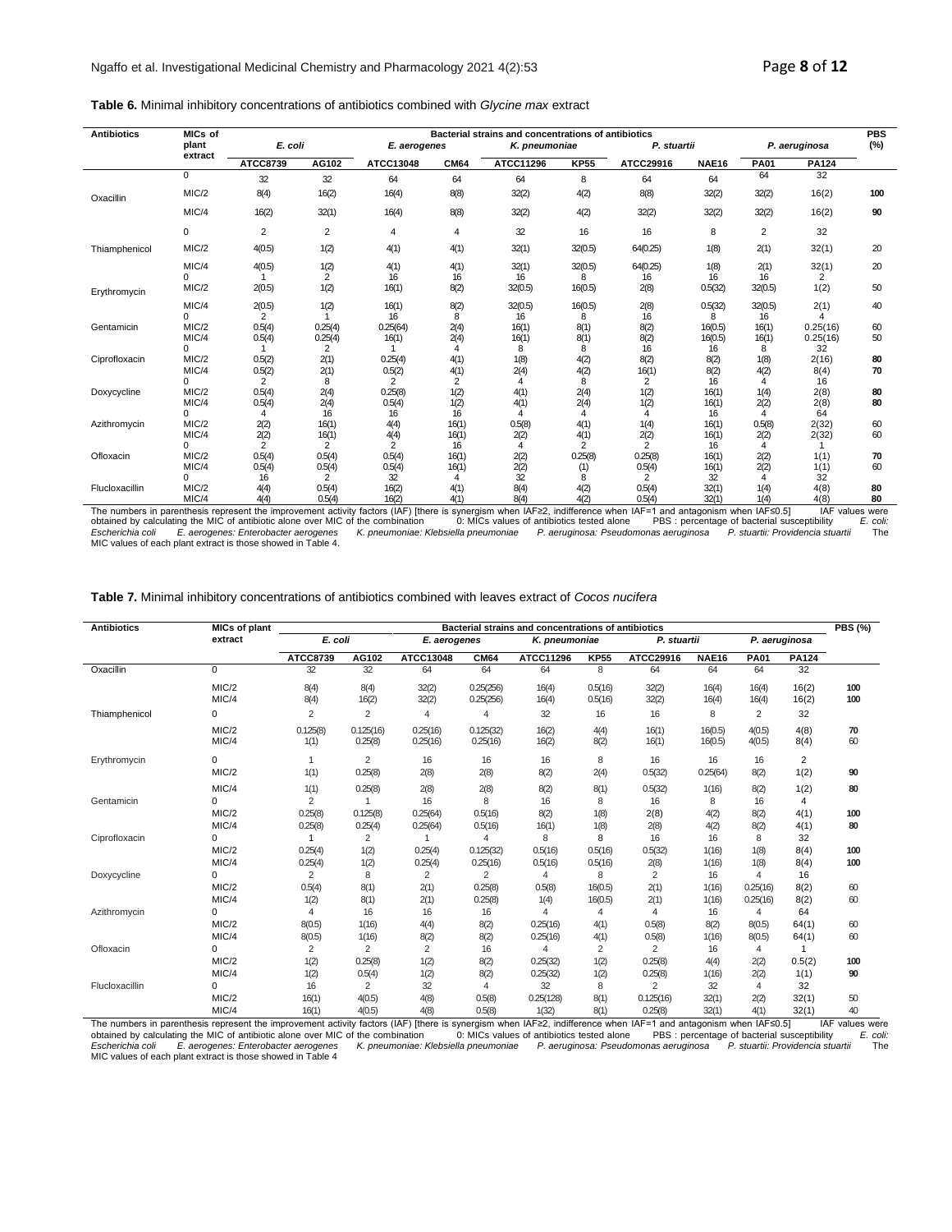**Table 6.** Minimal inhibitory concentrations of antibiotics combined with *Glycine max* extract

| Antibiotics | MICs of plant extract | Bacterial strains and concentrations of antibiotics | | | | | | | | | | PBS (%) |
|---|---|---|---|---|---|---|---|---|---|---|---|---|
| | | *E. coli* | | *E. aerogenes* | | *K. pneumoniae* | | *P. stuartii* | | *P. aeruginosa* | | |
| | | ATCC8739 | AG102 | ATCC13048 | CM64 | ATCC11296 | KP55 | ATCC29916 | NAE16 | PA01 | PA124 | |
| Oxacillin | 0 | 32 | 32 | 64 | 64 | 64 | 8 | 64 | 64 | 64 | 32 | |
| | MIC/2 | 8(4) | 16(2) | 16(4) | 8(8) | 32(2) | 4(2) | 8(8) | 32(2) | 32(2) | 16(2) | **100** |
| | MIC/4 | 16(2) | 32(1) | 16(4) | 8(8) | 32(2) | 4(2) | 32(2) | 32(2) | 32(2) | 16(2) | **90** |
| Thiamphenicol | 0 | 2 | 2 | 4 | 4 | 32 | 16 | 16 | 8 | 2 | 32 | |
| | MIC/2 | 4(0.5) | 1(2) | 4(1) | 4(1) | 32(1) | 32(0.5) | 64(0.25) | 1(8) | 2(1) | 32(1) | 20 |
| | MIC/4 | 4(0.5) | 1(2) | 4(1) | 4(1) | 32(1) | 32(0.5) | 64(0.25) | 1(8) | 2(1) | 32(1) | 20 |
| Erythromycin | 0 | 1 | 2 | 16 | 16 | 16 | 8 | 16 | 16 | 16 | 2 | |
| | MIC/2 | 2(0.5) | 1(2) | 16(1) | 8(2) | 32(0.5) | 16(0.5) | 2(8) | 0.5(32) | 32(0.5) | 1(2) | 50 |
| | MIC/4 | 2(0.5) | 1(2) | 16(1) | 8(2) | 32(0.5) | 16(0.5) | 2(8) | 0.5(32) | 32(0.5) | 2(1) | 40 |
| Gentamicin | 0 | 2 | 1 | 16 | 8 | 16 | 8 | 16 | 8 | 16 | 4 | |
| | MIC/2 | 0.5(4) | 0.25(4) | 0.25(64) | 2(4) | 16(1) | 8(1) | 8(2) | 16(0.5) | 16(1) | 0.25(16) | 60 |
| | MIC/4 | 0.5(4) | 0.25(4) | 16(1) | 2(4) | 16(1) | 8(1) | 8(2) | 16(0.5) | 16(1) | 0.25(16) | 50 |
| Ciprofloxacin | 0 | 1 | 2 | 1 | 4 | 8 | 8 | 16 | 16 | 8 | 32 | |
| | MIC/2 | 0.5(2) | 2(1) | 0.25(4) | 4(1) | 1(8) | 4(2) | 8(2) | 8(2) | 1(8) | 2(16) | **80** |
| | MIC/4 | 0.5(2) | 2(1) | 0.5(2) | 4(1) | 2(4) | 4(2) | 16(1) | 8(2) | 4(2) | 8(4) | **70** |
| Doxycycline | 0 | 2 | 8 | 2 | 2 | 4 | 8 | 2 | 16 | 4 | 16 | |
| | MIC/2 | 0.5(4) | 2(4) | 0.25(8) | 1(2) | 4(1) | 2(4) | 1(2) | 16(1) | 1(4) | 2(8) | **80** |
| | MIC/4 | 0.5(4) | 2(4) | 0.5(4) | 1(2) | 4(1) | 2(4) | 1(2) | 16(1) | 2(2) | 2(8) | **80** |
| Azithromycin | 0 | 4 | 16 | 16 | 16 | 4 | 4 | 4 | 16 | 4 | 64 | |
| | MIC/2 | 2(2) | 16(1) | 4(4) | 16(1) | 0.5(8) | 4(1) | 1(4) | 16(1) | 0.5(8) | 2(32) | 60 |
| | MIC/4 | 2(2) | 16(1) | 4(4) | 16(1) | 2(2) | 4(1) | 2(2) | 16(1) | 2(2) | 2(32) | 60 |
| Ofloxacin | 0 | 2 | 2 | 2 | 16 | 4 | 2 | 2 | 16 | 4 | 1 | |
| | MIC/2 | 0.5(4) | 0.5(4) | 0.5(4) | 16(1) | 2(2) | 0.25(8) | 0.25(8) | 16(1) | 2(2) | 1(1) | **70** |
| | MIC/4 | 0.5(4) | 0.5(4) | 0.5(4) | 16(1) | 2(2) | (1) | 0.5(4) | 16(1) | 2(2) | 1(1) | 60 |
| Flucloxacillin | 0 | 16 | 2 | 32 | 4 | 32 | 8 | 2 | 32 | 4 | 32 | |
| | MIC/2 | 4(4) | 0.5(4) | 16(2) | 4(1) | 8(4) | 4(2) | 0.5(4) | 32(1) | 1(4) | 4(8) | **80** |
| | MIC/4 | 4(4) | 0.5(4) | 16(2) | 4(1) | 8(4) | 4(2) | 0.5(4) | 32(1) | 1(4) | 4(8) | **80** |

The numbers in parenthesis represent the improvement activity factors (IAF) [there is synergism when IAF≥2, indifference when IAF=1 and antagonism when IAF≤0.5] IAF values were obtained by calculating the MIC of antibiotic alone over MIC of the combination 0: MICs values of antibiotics tested alone PBS : percentage of bacterial susceptibility *E. coli: Escherichia coli* *E. aerogenes: Enterobacter aerogenes* *K. pneumoniae: Klebsiella pneumoniae* *P. aeruginosa: Pseudomonas aeruginosa* *P. stuartii: Providencia stuartii* The MIC values of each plant extract is those showed in Table 4.

**Table 7.** Minimal inhibitory concentrations of antibiotics combined with leaves extract of *Cocos nucifera*

| Antibiotics | MICs of plant extract | Bacterial strains and concentrations of antibiotics | | | | | | | | | | PBS (%) |
|---|---|---|---|---|---|---|---|---|---|---|---|---|
| | | *E. coli* | | *E. aerogenes* | | *K. pneumoniae* | | *P. stuartii* | | *P. aeruginosa* | | |
| | | ATCC8739 | AG102 | ATCC13048 | CM64 | ATCC11296 | KP55 | ATCC29916 | NAE16 | PA01 | PA124 | |
| Oxacillin | 0 | 32 | 32 | 64 | 64 | 64 | 8 | 64 | 64 | 64 | 32 | |
| | MIC/2 | 8(4) | 8(4) | 32(2) | 0.25(256) | 16(4) | 0.5(16) | 32(2) | 16(4) | 16(4) | 16(2) | **100** |
| | MIC/4 | 8(4) | 16(2) | 32(2) | 0.25(256) | 16(4) | 0.5(16) | 32(2) | 16(4) | 16(4) | 16(2) | **100** |
| Thiamphenicol | 0 | 2 | 2 | 4 | 4 | 32 | 16 | 16 | 8 | 2 | 32 | |
| | MIC/2 | 0.125(8) | 0.125(16) | 0.25(16) | 0.125(32) | 16(2) | 4(4) | 16(1) | 16(0.5) | 4(0.5) | 4(8) | **70** |
| | MIC/4 | 1(1) | 0.25(8) | 0.25(16) | 0.25(16) | 16(2) | 8(2) | 16(1) | 16(0.5) | 4(0.5) | 8(4) | 60 |
| Erythromycin | 0 | 1 | 2 | 16 | 16 | 16 | 8 | 16 | 16 | 16 | 2 | |
| | MIC/2 | 1(1) | 0.25(8) | 2(8) | 2(8) | 8(2) | 2(4) | 0.5(32) | 0.25(64) | 8(2) | 1(2) | **90** |
| | MIC/4 | 1(1) | 0.25(8) | 2(8) | 2(8) | 8(2) | 8(1) | 0.5(32) | 1(16) | 8(2) | 1(2) | **80** |
| Gentamicin | 0 | 2 | 1 | 16 | 8 | 16 | 8 | 16 | 8 | 16 | 4 | |
| | MIC/2 | 0.25(8) | 0.125(8) | 0.25(64) | 0.5(16) | 8(2) | 1(8) | 2(8) | 4(2) | 8(2) | 4(1) | **100** |
| | MIC/4 | 0.25(8) | 0.25(4) | 0.25(64) | 0.5(16) | 16(1) | 1(8) | 2(8) | 4(2) | 8(2) | 4(1) | **80** |
| Ciprofloxacin | 0 | 1 | 2 | 1 | 4 | 8 | 8 | 16 | 16 | 8 | 32 | |
| | MIC/2 | 0.25(4) | 1(2) | 0.25(4) | 0.125(32) | 0.5(16) | 0.5(16) | 0.5(32) | 1(16) | 1(8) | 8(4) | **100** |
| | MIC/4 | 0.25(4) | 1(2) | 0.25(4) | 0.25(16) | 0.5(16) | 0.5(16) | 2(8) | 1(16) | 1(8) | 8(4) | **100** |
| Doxycycline | 0 | 2 | 8 | 2 | 2 | 4 | 8 | 2 | 16 | 4 | 16 | |
| | MIC/2 | 0.5(4) | 8(1) | 2(1) | 0.25(8) | 0.5(8) | 16(0.5) | 2(1) | 1(16) | 0.25(16) | 8(2) | 60 |
| | MIC/4 | 1(2) | 8(1) | 2(1) | 0.25(8) | 1(4) | 16(0.5) | 2(1) | 1(16) | 0.25(16) | 8(2) | 60 |
| Azithromycin | 0 | 4 | 16 | 16 | 16 | 4 | 4 | 4 | 16 | 4 | 64 | |
| | MIC/2 | 8(0.5) | 1(16) | 4(4) | 8(2) | 0.25(16) | 4(1) | 0.5(8) | 8(2) | 8(0.5) | 64(1) | 60 |
| | MIC/4 | 8(0.5) | 1(16) | 8(2) | 8(2) | 0.25(16) | 4(1) | 0.5(8) | 1(16) | 8(0.5) | 64(1) | 60 |
| Ofloxacin | 0 | 2 | 2 | 2 | 16 | 4 | 2 | 2 | 16 | 4 | 1 | |
| | MIC/2 | 1(2) | 0.25(8) | 1(2) | 8(2) | 0.25(32) | 1(2) | 0.25(8) | 4(4) | 2(2) | 0.5(2) | **100** |
| | MIC/4 | 1(2) | 0.5(4) | 1(2) | 8(2) | 0.25(32) | 1(2) | 0.25(8) | 1(16) | 2(2) | 1(1) | **90** |
| Flucloxacillin | 0 | 16 | 2 | 32 | 4 | 32 | 8 | 2 | 32 | 4 | 32 | |
| | MIC/2 | 16(1) | 4(0.5) | 4(8) | 0.5(8) | 0.25(128) | 8(1) | 0.125(16) | 32(1) | 2(2) | 32(1) | 50 |
| | MIC/4 | 16(1) | 4(0.5) | 4(8) | 0.5(8) | 1(32) | 8(1) | 0.25(8) | 32(1) | 4(1) | 32(1) | 40 |

The numbers in parenthesis represent the improvement activity factors (IAF) [there is synergism when IAF≥2, indifference when IAF=1 and antagonism when IAF≤0.5] IAF values were obtained by calculating the MIC of antibiotic alone over MIC of the combination 0: MICs values of antibiotics tested alone PBS : percentage of bacterial susceptibility *E. coli: Escherichia coli* *E. aerogenes: Enterobacter aerogenes* *K. pneumoniae: Klebsiella pneumoniae* *P. aeruginosa: Pseudomonas aeruginosa* *P. stuartii: Providencia stuartii* The MIC values of each plant extract is those showed in Table 4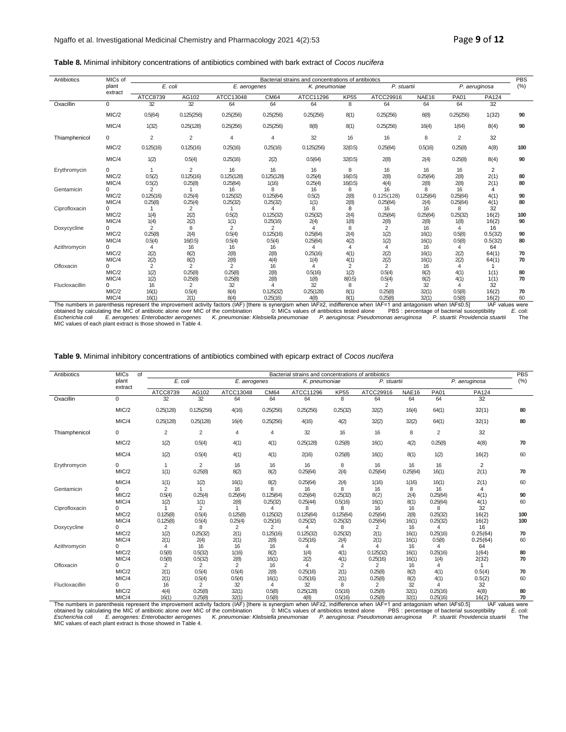**Table 8.** Minimal inhibitory concentrations of antibiotics combined with bark extract of *Cocos nucifera*

| Antibiotics | MICs of plant extract | Bacterial strains and concentrations of antibiotics | | | | | | | | | | PBS (%) |
|---|---|---|---|---|---|---|---|---|---|---|---|---|
| | | *E. coli* | | *E. aerogenes* | | *K. pneumoniae* | | *P. stuartii* | | *P. aeruginosa* | | |
| | | ATCC8739 | AG102 | ATCC13048 | CM64 | ATCC11296 | KP55 | ATCC29916 | NAE16 | PA01 | PA124 | |
| Oxacillin | 0 | 32 | 32 | 64 | 64 | 64 | 8 | 64 | 64 | 64 | 32 | |
| | MIC/2 | 0.5(64) | 0.125(256) | 0.25(256) | 0.25(256) | 0.25(256) | 8(1) | 0.25(256) | 8(8) | 0.25(256) | 1(32) | **90** |
| | MIC/4 | 1(32) | 0.25(128) | 0.25(256) | 0.25(256) | 8(8) | 8(1) | 0.25(256) | 16(4) | 1(64) | 8(4) | **90** |
| Thiamphenicol | 0 | 2 | 2 | 4 | 4 | 32 | 16 | 16 | 8 | 2 | 32 | |
| | MIC/2 | 0.125(16) | 0.125(16) | 0.25(16) | 0.25(16) | 0.125(256) | 32(0.5) | 0.25(64) | 0.5(16) | 0.25(8) | 4(8) | **100** |
| | MIC/4 | 1(2) | 0.5(4) | 0.25(16) | 2(2) | 0.5(64) | 32(0.5) | 2(8) | 2(4) | 0.25(8) | 8(4) | **90** |
| Erythromycin | 0 | 1 | 2 | 16 | 16 | 16 | 8 | 16 | 16 | 16 | 2 | |
| | MIC/2 | 0.5(2) | 0.125(16) | 0.125(128) | 0.125(128) | 0.25(4) | 16(0.5) | 2(8) | 0.25(64) | 2(8) | 2(1) | **80** |
| | MIC/4 | 0.5(2) | 0.25(8) | 0.25(64) | 1(16) | 0.25(4) | 16(0.5) | 4(4) | 2(8) | 2(8) | 2(1) | **80** |
| Gentamicin | 0 | 2 | 1 | 16 | 8 | 16 | 8 | 16 | 8 | 16 | 4 | |
| | MIC/2 | 0.125(16) | 0.25(4) | 0.125(32) | 0.125(64) | 0.5(2) | 2(8) | 0.125(128) | 0.125(64) | 0.25(64) | 4(1) | **90** |
| | MIC/4 | 0.25(8) | 0.25(4) | 0.25(32) | 0.25(32) | 1(1) | 2(8) | 0.25(64) | 2(4) | 0.25(64) | 4(1) | **80** |
| Ciprofloxacin | 0 | 1 | 2 | 1 | 4 | 8 | 8 | 16 | 16 | 8 | 32 | |
| | MIC/2 | 1(4) | 2(2) | 0.5(2) | 0.125(32) | 0.25(32) | 2(4) | 0.25(64) | 0.25(64) | 0.25(32) | 16(2) | **100** |
| | MIC/4 | 1(4) | 2(2) | 1(1) | 0.25(16) | 2(4) | 1(8) | 2(8) | 2(8) | 1(8) | 16(2) | **90** |
| Doxycycline | 0 | 2 | 8 | 2 | 2 | 4 | 8 | 2 | 16 | 4 | 16 | |
| | MIC/2 | 0.25(8) | 2(4) | 0.5(4) | 0.125(16) | 0.25(64) | 2(4) | 1(2) | 16(1) | 0.5(8) | 0.5(32) | **90** |
| | MIC/4 | 0.5(4) | 16(0.5) | 0.5(4) | 0.5(4) | 0.25(64) | 4(2) | 1(2) | 16(1) | 0.5(8) | 0.5(32) | **80** |
| Azithromycin | 0 | 4 | 16 | 16 | 16 | 4 | 4 | 4 | 16 | 4 | 64 | |
| | MIC/2 | 2(2) | 8(2) | 2(8) | 2(8) | 0.25(16) | 4(1) | 2(2) | 16(1) | 2(2) | 64(1) | **70** |
| | MIC/4 | 2(2) | 8(2) | 2(8) | 4(4) | 1(4) | 4(1) | 2(2) | 16(1) | 2(2) | 64(1) | **70** |
| Ofloxacin | 0 | 2 | 2 | 2 | 16 | 4 | 2 | 2 | 16 | 4 | 1 | |
| | MIC/2 | 1(2) | 0.25(8) | 0.25(8) | 2(8) | 0.5(16) | 1(2) | 0.5(4) | 8(2) | 4(1) | 1(1) | **80** |
| | MIC/4 | 1(2) | 0.25(8) | 0.25(8) | 2(8) | 1(8) | 8(0.5) | 0.5(4) | 8(2) | 4(1) | 1(1) | **70** |
| Flucloxacillin | 0 | 16 | 2 | 32 | 4 | 32 | 8 | 2 | 32 | 4 | 32 | |
| | MIC/2 | 16(1) | 0.5(4) | 8(4) | 0.125(32) | 0.25(128) | 8(1) | 0.25(8) | 32(1) | 0.5(8) | 16(2) | **70** |
| | MIC/4 | 16(1) | 2(1) | 8(4) | 0.25(16) | 4(8) | 8(1) | 0.25(8) | 32(1) | 0.5(8) | 16(2) | 60 |

The numbers in parenthesis represent the improvement activity factors (IAF) [there is synergism when IAF≥2, indifference when IAF=1 and antagonism when IAF≤0.5] IAF values were obtained by calculating the MIC of antibiotic alone over MIC of the combination 0: MICs values of antibiotics tested alone PBS : percentage of bacterial susceptibility *E. coli: Escherichia coli E. aerogenes: Enterobacter aerogenes K. pneumoniae: Klebsiella pneumoniae P. aeruginosa: Pseudomonas aeruginosa P. stuartii: Providencia stuartii* The MIC values of each plant extract is those showed in Table 4.

**Table 9.** Minimal inhibitory concentrations of antibiotics combined with epicarp extract of *Cocos nucifera*

| Antibiotics | MICs of plant extract | Bacterial strains and concentrations of antibiotics | | | | | | | | | | PBS (%) |
|---|---|---|---|---|---|---|---|---|---|---|---|---|
| | | *E. coli* | | *E. aerogenes* | | *K. pneumoniae* | | *P. stuartii* | | *P. aeruginosa* | | |
| | | ATCC8739 | AG102 | ATCC13048 | CM64 | ATCC11296 | KP55 | ATCC29916 | NAE16 | PA01 | PA124 | |
| Oxacillin | 0 | 32 | 32 | 64 | 64 | 64 | 8 | 64 | 64 | 64 | 32 | |
| | MIC/2 | 0.25(128) | 0.125(256) | 4(16) | 0.25(256) | 0.25(256) | 0.25(32) | 32(2) | 16(4) | 64(1) | 32(1) | **80** |
| | MIC/4 | 0.25(128) | 0.25(128) | 16(4) | 0.25(256) | 4(16) | 4(2) | 32(2) | 32(2) | 64(1) | 32(1) | **80** |
| Thiamphenicol | 0 | 2 | 2 | 4 | 4 | 32 | 16 | 16 | 8 | 2 | 32 | |
| | MIC/2 | 1(2) | 0.5(4) | 4(1) | 4(1) | 0.25(128) | 0.25(8) | 16(1) | 4(2) | 0.25(8) | 4(8) | **70** |
| | MIC/4 | 1(2) | 0.5(4) | 4(1) | 4(1) | 2(16) | 0.25(8) | 16(1) | 8(1) | 1(2) | 16(2) | 60 |
| Erythromycin | 0 | 1 | 2 | 16 | 16 | 16 | 8 | 16 | 16 | 16 | 2 | |
| | MIC/2 | 1(1) | 0.25(8) | 8(2) | 8(2) | 0.25(64) | 2(4) | 0.25(64) | 0.25(64) | 16(1) | 2(1) | **70** |
| | MIC/4 | 1(1) | 1(2) | 16(1) | 8(2) | 0.25(64) | 2(4) | 1(16) | 1(16) | 16(1) | 2(1) | 60 |
| Gentamicin | 0 | 2 | 1 | 16 | 8 | 16 | 8 | 16 | 8 | 16 | 4 | |
| | MIC/2 | 0.5(4) | 0.25(4) | 0.25(64) | 0.125(64) | 0.25(64) | 0.25(32) | 8(2) | 2(4) | 0.25(64) | 4(1) | **90** |
| | MIC/4 | 1(2) | 1(1) | 2(8) | 0.25(32) | 0.25(44) | 0.5(16) | 16(1) | 8(1) | 0.25(64) | 4(1) | 60 |
| Ciprofloxacin | 0 | 1 | 2 | 1 | 4 | 8 | 8 | 16 | 16 | 8 | 32 | |
| | MIC/2 | 0.125(8) | 0.5(4) | 0.125(8) | 0.125(32) | 0.125(64) | 0.125(64) | 0.25(64) | 2(8) | 0.25(32) | 16(2) | **100** |
| | MIC/4 | 0.125(8) | 0.5(4) | 0.25(4) | 0.25(16) | 0.25(32) | 0.25(32) | 0.25(64) | 16(1) | 0.25(32) | 16(2) | **100** |
| Doxycycline | 0 | 2 | 8 | 2 | 2 | 4 | 8 | 2 | 16 | 4 | 16 | |
| | MIC/2 | 1(2) | 0.25(32) | 2(1) | 0.125(16) | 0.125(32) | 0.25(32) | 2(1) | 16(1) | 0.25(16) | 0.25(64) | **70** |
| | MIC/4 | 2(1) | 2(4) | 2(1) | 2(8) | 0.25(16) | 2(4) | 2(1) | 16(1) | 0.5(8) | 0.25(64) | 60 |
| Azithromycin | 0 | 4 | 16 | 16 | 16 | 4 | 4 | 4 | 16 | 4 | 64 | |
| | MIC/2 | 0.5(8) | 0.5(32) | 1(16) | 8(2) | 1(4) | 4(1) | 0.125(32) | 16(1) | 0.25(16) | 1(64) | **80** |
| | MIC/4 | 0.5(8) | 0.5(32) | 2(8) | 16(1) | 2(2) | 4(1) | 0.25(16) | 16(1) | 1(4) | 2(32) | **70** |
| Ofloxacin | 0 | 2 | 2 | 2 | 16 | 4 | 2 | 2 | 16 | 4 | 1 | |
| | MIC/2 | 2(1) | 0.5(4) | 0.5(4) | 2(8) | 0.25(16) | 2(1) | 0.25(8) | 8(2) | 4(1) | 0.5(4) | **70** |
| | MIC/4 | 2(1) | 0.5(4) | 0.5(4) | 16(1) | 0.25(16) | 2(1) | 0.25(8) | 8(2) | 4(1) | 0.5(2) | 60 |
| Flucloxacillin | 0 | 16 | 2 | 32 | 4 | 32 | 8 | 2 | 32 | 4 | 32 | |
| | MIC/2 | 4(4) | 0.25(8) | 32(1) | 0.5(8) | 0.25(128) | 0.5(16) | 0.25(8) | 32(1) | 0.25(16) | 4(8) | **80** |
| | MIC/4 | 16(1) | 0.25(8) | 32(1) | 0.5(8) | 4(8) | 0.5(16) | 0.25(8) | 32(1) | 0.25(16) | 16(2) | **70** |

The numbers in parenthesis represent the improvement activity factors (IAF) [there is synergism when IAF≥2, indifference when IAF=1 and antagonism when IAF≤0.5] IAF values were obtained by calculating the MIC of antibiotic alone over MIC of the combination 0: MICs values of antibiotics tested alone PBS : percentage of bacterial susceptibility *E. coli: Escherichia coli E. aerogenes: Enterobacter aerogenes K. pneumoniae: Klebsiella pneumoniae P. aeruginosa: Pseudomonas aeruginosa P. stuartii: Providencia stuartii* The MIC values of each plant extract is those showed in Table 4.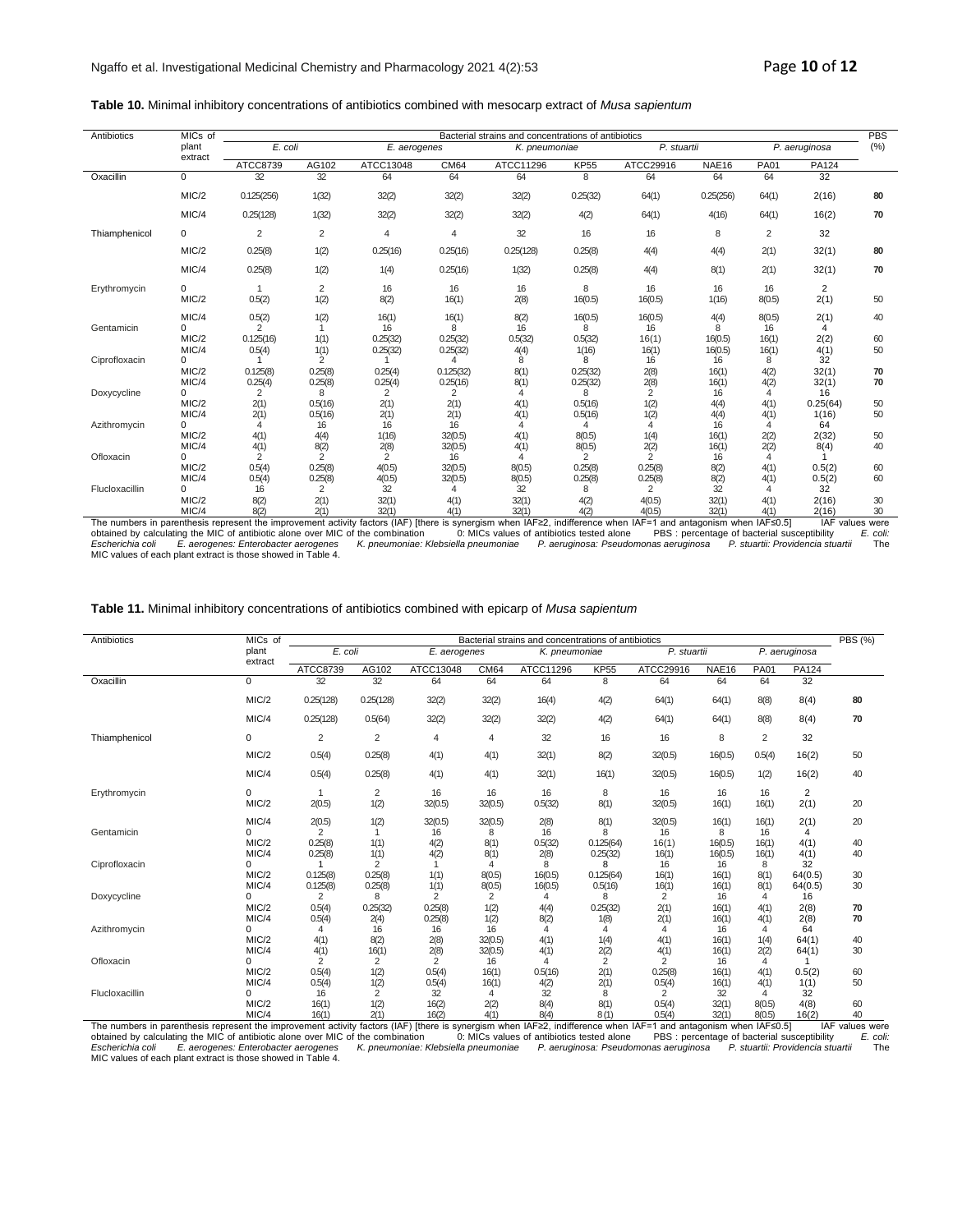**Table 10.** Minimal inhibitory concentrations of antibiotics combined with mesocarp extract of *Musa sapientum*

| Antibiotics | MICs of plant extract | *E. coli* | | *E. aerogenes* | | *K. pneumoniae* | | *P. stuartii* | | *P. aeruginosa* | | PBS (%) |
|---|---|---|---|---|---|---|---|---|---|---|---|---|
| | | ATCC8739 | AG102 | ATCC13048 | CM64 | ATCC11296 | KP55 | ATCC29916 | NAE16 | PA01 | PA124 | |
| Oxacillin | 0 | 32 | 32 | 64 | 64 | 64 | 8 | 64 | 64 | 64 | 32 | |
| | MIC/2 | 0.125(256) | 1(32) | 32(2) | 32(2) | 32(2) | 0.25(32) | 64(1) | 0.25(256) | 64(1) | 2(16) | **80** |
| | MIC/4 | 0.25(128) | 1(32) | 32(2) | 32(2) | 32(2) | 4(2) | 64(1) | 4(16) | 64(1) | 16(2) | **70** |
| Thiamphenicol | 0 | 2 | 2 | 4 | 4 | 32 | 16 | 16 | 8 | 2 | 32 | |
| | MIC/2 | 0.25(8) | 1(2) | 0.25(16) | 0.25(16) | 0.25(128) | 0.25(8) | 4(4) | 4(4) | 2(1) | 32(1) | **80** |
| | MIC/4 | 0.25(8) | 1(2) | 1(4) | 0.25(16) | 1(32) | 0.25(8) | 4(4) | 8(1) | 2(1) | 32(1) | **70** |
| Erythromycin | 0 | 1 | 2 | 16 | 16 | 16 | 8 | 16 | 16 | 16 | 2 | |
| | MIC/2 | 0.5(2) | 1(2) | 8(2) | 16(1) | 2(8) | 16(0.5) | 16(0.5) | 1(16) | 8(0.5) | 2(1) | 50 |
| | MIC/4 | 0.5(2) | 1(2) | 16(1) | 16(1) | 8(2) | 16(0.5) | 16(0.5) | 4(4) | 8(0.5) | 2(1) | 40 |
| Gentamicin | 0 | 2 | 1 | 16 | 8 | 16 | 8 | 16 | 8 | 16 | 4 | |
| | MIC/2 | 0.125(16) | 1(1) | 0.25(32) | 0.25(32) | 0.5(32) | 0.5(32) | 16(1) | 16(0.5) | 16(1) | 2(2) | 60 |
| | MIC/4 | 0.5(4) | 1(1) | 0.25(32) | 0.25(32) | 4(4) | 1(16) | 16(1) | 16(0.5) | 16(1) | 4(1) | 50 |
| Ciprofloxacin | 0 | 1 | 2 | 1 | 4 | 8 | 8 | 16 | 16 | 8 | 32 | |
| | MIC/2 | 0.125(8) | 0.25(8) | 0.25(4) | 0.125(32) | 8(1) | 0.25(32) | 2(8) | 16(1) | 4(2) | 32(1) | **70** |
| | MIC/4 | 0.25(4) | 0.25(8) | 0.25(4) | 0.25(16) | 8(1) | 0.25(32) | 2(8) | 16(1) | 4(2) | 32(1) | **70** |
| Doxycycline | 0 | 2 | 8 | 2 | 2 | 4 | 8 | 2 | 16 | 4 | 16 | |
| | MIC/2 | 2(1) | 0.5(16) | 2(1) | 2(1) | 4(1) | 0.5(16) | 1(2) | 4(4) | 4(1) | 0.25(64) | 50 |
| | MIC/4 | 2(1) | 0.5(16) | 2(1) | 2(1) | 4(1) | 0.5(16) | 1(2) | 4(4) | 4(1) | 1(16) | 50 |
| Azithromycin | 0 | 4 | 16 | 16 | 16 | 4 | 4 | 4 | 16 | 4 | 64 | |
| | MIC/2 | 4(1) | 4(4) | 1(16) | 32(0.5) | 4(1) | 8(0.5) | 1(4) | 16(1) | 2(2) | 2(32) | 50 |
| | MIC/4 | 4(1) | 8(2) | 2(8) | 32(0.5) | 4(1) | 8(0.5) | 2(2) | 16(1) | 2(2) | 8(4) | 40 |
| Ofloxacin | 0 | 2 | 2 | 2 | 16 | 4 | 2 | 2 | 16 | 4 | 1 | |
| | MIC/2 | 0.5(4) | 0.25(8) | 4(0.5) | 32(0.5) | 8(0.5) | 0.25(8) | 0.25(8) | 8(2) | 4(1) | 0.5(2) | 60 |
| | MIC/4 | 0.5(4) | 0.25(8) | 4(0.5) | 32(0.5) | 8(0.5) | 0.25(8) | 0.25(8) | 8(2) | 4(1) | 0.5(2) | 60 |
| Flucloxacillin | 0 | 16 | 2 | 32 | 4 | 32 | 8 | 2 | 32 | 4 | 32 | |
| | MIC/2 | 8(2) | 2(1) | 32(1) | 4(1) | 32(1) | 4(2) | 4(0.5) | 32(1) | 4(1) | 2(16) | 30 |
| | MIC/4 | 8(2) | 2(1) | 32(1) | 4(1) | 32(1) | 4(2) | 4(0.5) | 32(1) | 4(1) | 2(16) | 30 |

The numbers in parenthesis represent the improvement activity factors (IAF) [there is synergism when IAF≥2, indifference when IAF=1 and antagonism when IAF≤0.5] IAF values were obtained by calculating the MIC of antibiotic alone over MIC of the combination 0: MICs values of antibiotics tested alone PBS : percentage of bacterial susceptibility *E. coli: Escherichia coli E. aerogenes: Enterobacter aerogenes K. pneumoniae: Klebsiella pneumoniae P. aeruginosa: Pseudomonas aeruginosa P. stuartii: Providencia stuartii* The MIC values of each plant extract is those showed in Table 4.

**Table 11.** Minimal inhibitory concentrations of antibiotics combined with epicarp of *Musa sapientum*

| Antibiotics | MICs of plant extract | *E. coli* | | *E. aerogenes* | | *K. pneumoniae* | | *P. stuartii* | | *P. aeruginosa* | | PBS (%) |
|---|---|---|---|---|---|---|---|---|---|---|---|---|
| | | ATCC8739 | AG102 | ATCC13048 | CM64 | ATCC11296 | KP55 | ATCC29916 | NAE16 | PA01 | PA124 | |
| Oxacillin | 0 | 32 | 32 | 64 | 64 | 64 | 8 | 64 | 64 | 64 | 32 | |
| | MIC/2 | 0.25(128) | 0.25(128) | 32(2) | 32(2) | 16(4) | 4(2) | 64(1) | 64(1) | 8(8) | 8(4) | **80** |
| | MIC/4 | 0.25(128) | 0.5(64) | 32(2) | 32(2) | 32(2) | 4(2) | 64(1) | 64(1) | 8(8) | 8(4) | **70** |
| Thiamphenicol | 0 | 2 | 2 | 4 | 4 | 32 | 16 | 16 | 8 | 2 | 32 | |
| | MIC/2 | 0.5(4) | 0.25(8) | 4(1) | 4(1) | 32(1) | 8(2) | 32(0.5) | 16(0.5) | 0.5(4) | 16(2) | 50 |
| | MIC/4 | 0.5(4) | 0.25(8) | 4(1) | 4(1) | 32(1) | 16(1) | 32(0.5) | 16(0.5) | 1(2) | 16(2) | 40 |
| Erythromycin | 0 | 1 | 2 | 16 | 16 | 16 | 8 | 16 | 16 | 16 | 2 | |
| | MIC/2 | 2(0.5) | 1(2) | 32(0.5) | 32(0.5) | 0.5(32) | 8(1) | 32(0.5) | 16(1) | 16(1) | 2(1) | 20 |
| | MIC/4 | 2(0.5) | 1(2) | 32(0.5) | 32(0.5) | 2(8) | 8(1) | 32(0.5) | 16(1) | 16(1) | 2(1) | 20 |
| Gentamicin | 0 | 2 | 1 | 16 | 8 | 16 | 8 | 16 | 8 | 16 | 4 | |
| | MIC/2 | 0.25(8) | 1(1) | 4(2) | 8(1) | 0.5(32) | 0.125(64) | 16(1) | 16(0.5) | 16(1) | 4(1) | 40 |
| | MIC/4 | 0.25(8) | 1(1) | 4(2) | 8(1) | 2(8) | 0.25(32) | 16(1) | 16(0.5) | 16(1) | 4(1) | 40 |
| Ciprofloxacin | 0 | 1 | 2 | 1 | 4 | 8 | 8 | 16 | 16 | 8 | 32 | |
| | MIC/2 | 0.125(8) | 0.25(8) | 1(1) | 8(0.5) | 16(0.5) | 0.125(64) | 16(1) | 16(1) | 8(1) | 64(0.5) | 30 |
| | MIC/4 | 0.125(8) | 0.25(8) | 1(1) | 8(0.5) | 16(0.5) | 0.5(16) | 16(1) | 16(1) | 8(1) | 64(0.5) | 30 |
| Doxycycline | 0 | 2 | 8 | 2 | 2 | 4 | 8 | 2 | 16 | 4 | 16 | |
| | MIC/2 | 0.5(4) | 0.25(32) | 0.25(8) | 1(2) | 4(4) | 0.25(32) | 2(1) | 16(1) | 4(1) | 2(8) | **70** |
| | MIC/4 | 0.5(4) | 2(4) | 0.25(8) | 1(2) | 8(2) | 1(8) | 2(1) | 16(1) | 4(1) | 2(8) | **70** |
| Azithromycin | 0 | 4 | 16 | 16 | 16 | 4 | 4 | 4 | 16 | 4 | 64 | |
| | MIC/2 | 4(1) | 8(2) | 2(8) | 32(0.5) | 4(1) | 1(4) | 4(1) | 16(1) | 1(4) | 64(1) | 40 |
| | MIC/4 | 4(1) | 16(1) | 2(8) | 32(0.5) | 4(1) | 2(2) | 4(1) | 16(1) | 2(2) | 64(1) | 30 |
| Ofloxacin | 0 | 2 | 2 | 2 | 16 | 4 | 2 | 2 | 16 | 4 | 1 | |
| | MIC/2 | 0.5(4) | 1(2) | 0.5(4) | 16(1) | 0.5(16) | 2(1) | 0.25(8) | 16(1) | 4(1) | 0.5(2) | 60 |
| | MIC/4 | 0.5(4) | 1(2) | 0.5(4) | 16(1) | 4(2) | 2(1) | 0.5(4) | 16(1) | 4(1) | 1(1) | 50 |
| Flucloxacillin | 0 | 16 | 2 | 32 | 4 | 32 | 8 | 2 | 32 | 4 | 32 | |
| | MIC/2 | 16(1) | 1(2) | 16(2) | 2(2) | 8(4) | 8(1) | 0.5(4) | 32(1) | 8(0.5) | 4(8) | 60 |
| | MIC/4 | 16(1) | 2(1) | 16(2) | 4(1) | 8(4) | 8 (1) | 0.5(4) | 32(1) | 8(0.5) | 16(2) | 40 |

The numbers in parenthesis represent the improvement activity factors (IAF) [there is synergism when IAF≥2, indifference when IAF=1 and antagonism when IAF≤0.5] IAF values were obtained by calculating the MIC of antibiotic alone over MIC of the combination 0: MICs values of antibiotics tested alone PBS : percentage of bacterial susceptibility *E. coli: Escherichia coli E. aerogenes: Enterobacter aerogenes K. pneumoniae: Klebsiella pneumoniae P. aeruginosa: Pseudomonas aeruginosa P. stuartii: Providencia stuartii* The MIC values of each plant extract is those showed in Table 4.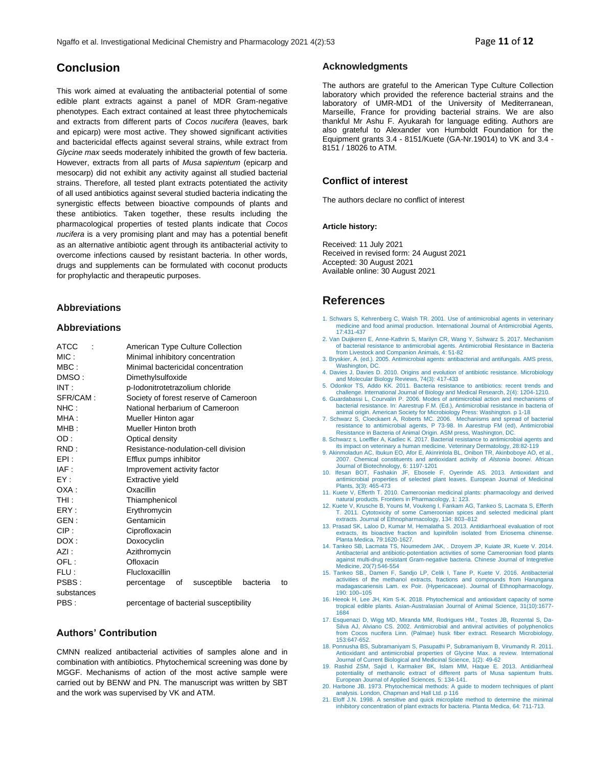## Conclusion

This work aimed at evaluating the antibacterial potential of some edible plant extracts against a panel of MDR Gram-negative phenotypes. Each extract contained at least three phytochemicals and extracts from different parts of *Cocos nucifera* (leaves, bark and epicarp) were most active. They showed significant activities and bactericidal effects against several strains, while extract from *Glycine max* seeds moderately inhibited the growth of few bacteria. However, extracts from all parts of *Musa sapientum* (epicarp and mesocarp) did not exhibit any activity against all studied bacterial strains. Therefore, all tested plant extracts potentiated the activity of all used antibiotics against several studied bacteria indicating the synergistic effects between bioactive compounds of plants and these antibiotics. Taken together, these results including the pharmacological properties of tested plants indicate that *Cocos nucifera* is a very promising plant and may has a potential benefit as an alternative antibiotic agent through its antibacterial activity to overcome infections caused by resistant bacteria. In other words, drugs and supplements can be formulated with coconut products for prophylactic and therapeutic purposes.

## Abbreviations

## Abbreviations

| | |
|---|---|
| ATCC : | American Type Culture Collection |
| MIC : | Minimal inhibitory concentration |
| MBC : | Minimal bactericidal concentration |
| DMSO : | Dimethylsulfoxide |
| INT : | p-Iodonitrotetrazolium chloride |
| SFR/CAM : | Society of forest reserve of Cameroon |
| NHC : | National herbarium of Cameroon |
| MHA : | Mueller Hinton agar |
| MHB : | Mueller Hinton broth |
| OD : | Optical density |
| RND : | Resistance-nodulation-cell division |
| EPI : | Efflux pumps inhibitor |
| IAF : | Improvement activity factor |
| EY : | Extractive yield |
| OXA : | Oxacillin |
| THI : | Thiamphenicol |
| ERY : | Erythromycin |
| GEN : | Gentamicin |
| CIP : | Ciprofloxacin |
| DOX : | Doxocyclin |
| AZI : | Azithromycin |
| OFL : | Ofloxacin |
| FLU : | Flucloxacillin |
| PSBS : | percentage of susceptible bacteria to substances |
| PBS : | percentage of bacterial susceptibility |

## Authors' Contribution

CMNN realized antibacterial activities of samples alone and in combination with antibiotics. Phytochemical screening was done by MGGF. Mechanisms of action of the most active sample were carried out by BENW and PN. The manuscript was written by SBT and the work was supervised by VK and ATM.

## Acknowledgments

The authors are grateful to the American Type Culture Collection laboratory which provided the reference bacterial strains and the laboratory of UMR-MD1 of the University of Mediterranean, Marseille, France for providing bacterial strains. We are also thankful Mr Ashu F. Ayukarah for language editing. Authors are also grateful to Alexander von Humboldt Foundation for the Equipment grants 3.4 - 8151/Kuete (GA-Nr.19014) to VK and 3.4 - 8151 / 18026 to ATM.

## Conflict of interest

The authors declare no conflict of interest

#### Article history:

Received: 11 July 2021
Received in revised form: 24 August 2021
Accepted: 30 August 2021
Available online: 30 August 2021

## References

1. Schwars S, Kehrenberg C, Walsh TR. 2001. Use of antimicrobial agents in veterinary medicine and food animal production. International Journal of Antimicrobial Agents, 17:431-437
2. Van Duijkeren E, Anne-Kathrin S, Marilyn CR, Wang Y, Sshwarz S. 2017. Mechanism of bacterial resistance to antimicrobial agents. Antimicrobial Resistance in Bacteria from Livestock and Companion Animals, 4: 51-82
3. Bryskier, A. (ed.). 2005. Antimicrobial agents: antibacterial and antifungals. AMS press, Washington, DC.
4. Davies J, Davies D. 2010. Origins and evolution of antibiotic resistance. Microbiology and Molecular Biology Reviews, 74(3): 417-433
5. Odonkor TS, Addo KK. 2011. Bacteria resistance to antibiotics: recent trends and challenge. International Journal of Biology and Medical Research, 2(4): 1204-1210.
6. Guardabassi L, Courvalin P. 2006. Modes of antimicrobial action and mechanisms of bacterial resistance. In: Aarestrup F.M. (Ed.), Antimicrobial resistance in bacteria of animal origin. American Society for Microbiology Press: Washington. p 1-18
7. Schwarz S, Cloeckaert A, Roberts MC. 2006. Mechanisms and spread of bacterial resistance to antimicrobial agents, P 73-98. In Aarestrup FM (ed), Antimicrobial Resistance in Bacteria of Animal Origin. ASM press, Washington, DC.
8. Schwarz s, Loeffler A, Kadlec K. 2017. Bacterial resistance to antimicrobial agents and its impact on veterinary a human medicine. Veterinary Dermatology, 28:82-119
9. Akinmoladun AC, Ibukun EO, Afor E, Akinrinlola BL, Onibon TR, Akinboboye AO, et al., 2007. Chemical constituents and antioxidant activity of *Alstonia boonei*. African Journal of Biotechnology, 6: 1197-1201
10. Ifesan BOT, Fashakin JF, Ebosele F, Oyerinde AS. 2013. Antioxidant and antimicrobial properties of selected plant leaves. European Journal of Medicinal Plants, 3(3): 465-473
11. Kuete V, Efferth T. 2010. Cameroonian medicinal plants: pharmacology and derived natural products. Frontiers in Pharmacology, 1: 123.
12. Kuete V, Krusche B, Youns M, Voukeng I, Fankam AG, Tankeo S, Lacmata S, Efferth T. 2011. Cytotoxicity of some Cameroonian spices and selected medicinal plant extracts. Journal of Ethnopharmacology, 134: 803–812
13. Prasad SK, Laloo D, Kumar M, Hemalatha S. 2013. Antidiarrhoeal evaluation of root extracts, its bioactive fraction and lupinifolin isolated from Eriosema chinense. Planta Medica, 79:1620-1627.
14. Tankeo SB, Lacmata TS, Noumedem JAK, . Dzoyem JP, Kuiate JR, Kuete V. 2014. Antibacterial and antibiotic-potentiation activities of some Cameroonian food plants against multi-drug resistant Gram-negative bacteria. Chinese Journal of Integretive Medicine, 20(7):546-554
15. Tankeo SB., Damen F, Sandjo LP, Celik I, Tane P, Kuete V. 2016. Antibacterial activities of the methanol extracts, fractions and compounds from Harungana madagascariensis Lam. ex Poir. (Hypericaceae). Journal of Ethnopharmacology, 190: 100–105
16. Heeok H, Lee JH, Kim S-K. 2018. Phytochemical and antioxidant capacity of some tropical edible plants. Asian-Australasian Journal of Animal Science, 31(10):1677-1684
17. Esquenazi D, Wigg MD, Miranda MM, Rodrigues HM., Tostes JB, Rozental S, Da-Silva AJ, Alviano CS. 2002. Antimicrobial and antiviral activities of polyphenolics from Cocos nucifera Linn. (Palmae) husk fiber extract. Research Microbiology, 153:647-652.
18. Ponnusha BS, Subramaniyam S, Pasupathi P, Subramaniyam B, Virumandy R. 2011. Antioxidant and antimicrobial properties of Glycine Max. a review. International Journal of Current Biological and Medicinal Science, 1(2): 49-62
19. Rashid ZSM, Sajid I, Karmaker BK, Islam MM, Haque E. 2013. Antidiarrheal potentiality of methanolic extract of different parts of Musa sapientum fruits. European Journal of Applied Sciences, 5: 134-141.
20. Harbone JB. 1973. Phytochemical methods: A guide to modern techniques of plant analysis. London, Chapman and Hall Ltd. p 116
21. Eloff J.N. 1998. A sensitive and quick microplate method to determine the minimal inhibitory concentration of plant extracts for bacteria. Planta Medica, 64: 711-713.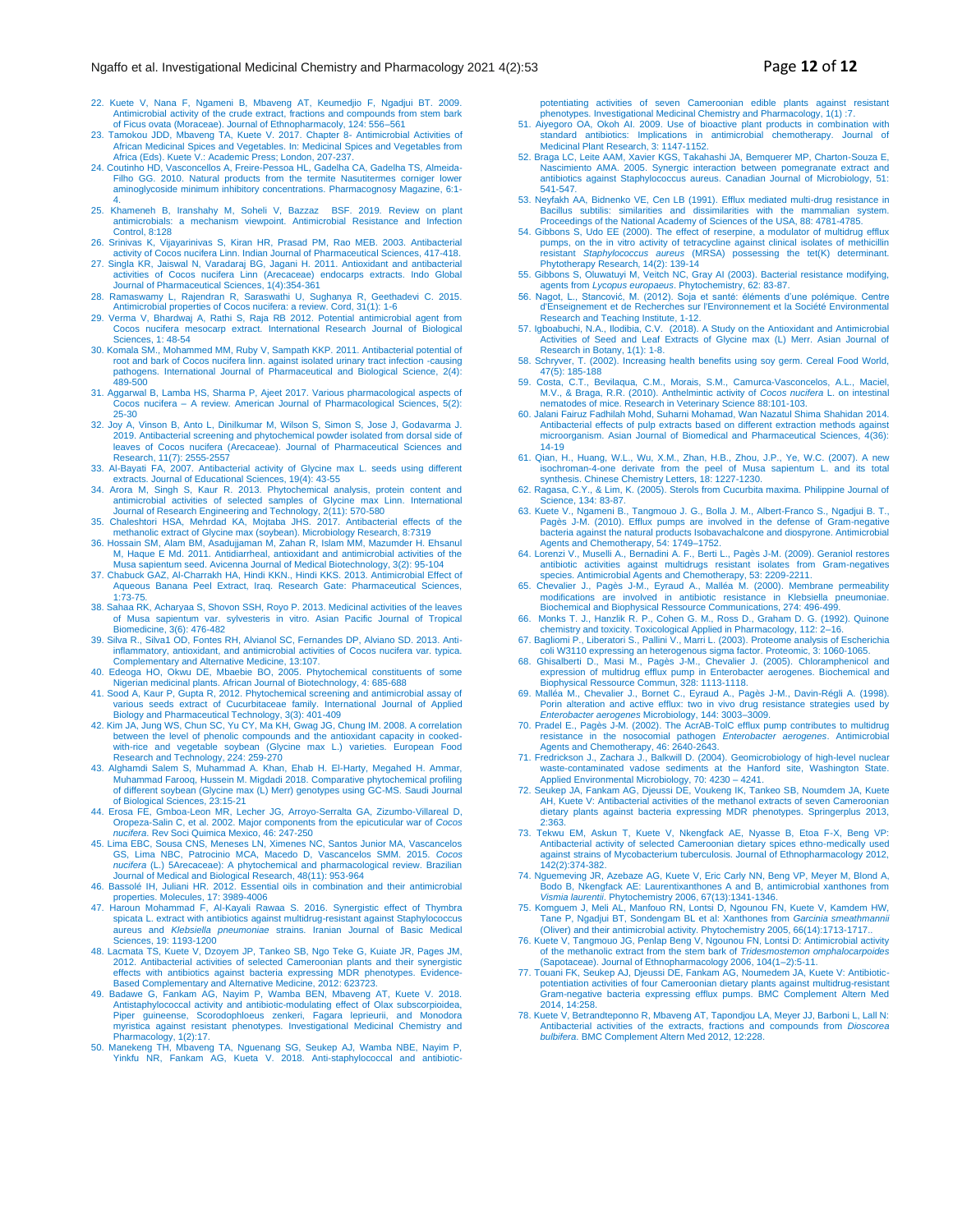22. Kuete V, Nana F, Ngameni B, Mbaveng AT, Keumedjio F, Ngadjui BT. 2009. Antimicrobial activity of the crude extract, fractions and compounds from stem bark of Ficus ovata (Moraceae). Journal of Ethnopharmacoly, 124: 556–561
23. Tamokou JDD, Mbaveng TA, Kuete V. 2017. Chapter 8- Antimicrobial Activities of African Medicinal Spices and Vegetables. In: Medicinal Spices and Vegetables from Africa (Eds). Kuete V.: Academic Press; London, 207-237.
24. Coutinho HD, Vasconcellos A, Freire-Pessoa HL, Gadelha CA, Gadelha TS, Almeida-Filho GG. 2010. Natural products from the termite Nasutitermes corniger lower aminoglycoside minimum inhibitory concentrations. Pharmacognosy Magazine, 6:1-4.
25. Khameneh B, Iranshahy M, Soheli V, Bazzaz BSF. 2019. Review on plant antimicrobials: a mechanism viewpoint. Antimicrobial Resistance and Infection Control, 8:128
26. Srinivas K, Vijayarinivas S, Kiran HR, Prasad PM, Rao MEB. 2003. Antibacterial activity of Cocos nucifera Linn. Indian Journal of Pharmaceutical Sciences, 417-418.
27. Singla KR, Jaiswal N, Varadaraj BG, Jagani H. 2011. Antioxidant and antibacterial activities of Cocos nucifera Linn (Arecaceae) endocarps extracts. Indo Global Journal of Pharmaceutical Sciences, 1(4):354-361
28. Ramaswamy L, Rajendran R, Saraswathi U, Sughanya R, Geethadevi C. 2015. Antimicrobial properties of Cocos nucifera: a review. Cord, 31(1): 1-6
29. Verma V, Bhardwaj A, Rathi S, Raja RB 2012. Potential antimicrobial agent from Cocos nucifera mesocarp extract. International Research Journal of Biological Sciences, 1: 48-54
30. Komala SM., Mohammed MM, Ruby V, Sampath KKP. 2011. Antibacterial potential of root and bark of Cocos nucifera linn. against isolated urinary tract infection -causing pathogens. International Journal of Pharmaceutical and Biological Science, 2(4): 489-500
31. Aggarwal B, Lamba HS, Sharma P, Ajeet 2017. Various pharmacological aspects of Cocos nucifera – A review. American Journal of Pharmacological Sciences, 5(2): 25-30
32. Joy A, Vinson B, Anto L, Dinilkumar M, Wilson S, Simon S, Jose J, Godavarma J. 2019. Antibacterial screening and phytochemical powder isolated from dorsal side of leaves of Cocos nucifera (Arecaceae). Journal of Pharmaceutical Sciences and Research, 11(7): 2555-2557
33. Al-Bayati FA, 2007. Antibacterial activity of Glycine max L. seeds using different extracts. Journal of Educational Sciences, 19(4): 43-55
34. Arora M, Singh S, Kaur R. 2013. Phytochemical analysis, protein content and antimicrobial activities of selected samples of Glycine max Linn. International Journal of Research Engineering and Technology, 2(11): 570-580
35. Chaleshtori HSA, Mehrdad KA, Mojtaba JHS. 2017. Antibacterial effects of the methanolic extract of Glycine max (soybean). Microbiology Research, 8:7319
36. Hossain SM, Alam BM, Asadujjaman M, Zahan R, Islam MM, Mazumder H. Ehsanul M, Haque E Md. 2011. Antidiarrheal, antioxidant and antimicrobial activities of the Musa sapientum seed. Avicenna Journal of Medical Biotechnology, 3(2): 95-104
37. Chabuck GAZ, Al-Charrakh HA, Hindi KKN., Hindi KKS. 2013. Antimicrobial Effect of Aqueous Banana Peel Extract, Iraq. Research Gate: Pharmaceutical Sciences, 1:73-75.
38. Sahaa RK, Acharyaa S, Shovon SSH, Royo P. 2013. Medicinal activities of the leaves of Musa sapientum var. sylvesteris in vitro. Asian Pacific Journal of Tropical Biomedicine, 3(6): 476-482
39. Silva R., Silva1 OD, Fontes RH, Alvianol SC, Fernandes DP, Alviano SD. 2013. Anti-inflammatory, antioxidant, and antimicrobial activities of Cocos nucifera var. typica. Complementary and Alternative Medicine, 13:107.
40. Edeoga HO, Okwu DE, Mbaebie BO, 2005. Phytochemical constituents of some Nigerian medicinal plants. African Journal of Biotechnology, 4: 685-688
41. Sood A, Kaur P, Gupta R, 2012. Phytochemical screening and antimicrobial assay of various seeds extract of Cucurbitaceae family. International Journal of Applied Biology and Pharmaceutical Technology, 3(3): 401-409
42. Kim JA, Jung WS, Chun SC, Yu CY, Ma KH, Gwag JG, Chung IM. 2008. A correlation between the level of phenolic compounds and the antioxidant capacity in cooked-with-rice and vegetable soybean (Glycine max L.) varieties. European Food Research and Technology, 224: 259-270
43. Alghamdi Salem S, Muhammad A. Khan, Ehab H. El-Harty, Megahed H. Ammar, Muhammad Farooq, Hussein M. Migdadi 2018. Comparative phytochemical profiling of different soybean (Glycine max (L) Merr) genotypes using GC-MS. Saudi Journal of Biological Sciences, 23:15-21
44. Erosa FE, Gmboa-Leon MR, Lecher JG, Arroyo-Serralta GA, Zizumbo-Villareal D, Oropeza-Salin C, et al. 2002. Major components from the epicuticular war of *Cocos nucifera*. Rev Soci Quimica Mexico, 46: 247-250
45. Lima EBC, Sousa CNS, Meneses LN, Ximenes NC, Santos Junior MA, Vascancelos GS, Lima NBC, Patrocinio MCA, Macedo D, Vascancelos SMM. 2015. *Cocos nucifera* (L.) 5Arecaceae): A phytochemical and pharmacological review. Brazilian Journal of Medical and Biological Research, 48(11): 953-964
46. Bassolé IH, Juliani HR. 2012. Essential oils in combination and their antimicrobial properties. Molecules, 17: 3989-4006
47. Haroun Mohammad F, Al-Kayali Rawaa S. 2016. Synergistic effect of Thymbra spicata L. extract with antibiotics against multidrug-resistant against Staphylococcus aureus and *Klebsiella pneumoniae* strains. Iranian Journal of Basic Medical Sciences, 19: 1193-1200
48. Lacmata TS, Kuete V, Dzoyem JP, Tankeo SB, Ngo Teke G, Kuiate JR, Pages JM, 2012. Antibacterial activities of selected Cameroonian plants and their synergistic effects with antibiotics against bacteria expressing MDR phenotypes. Evidence-Based Complementary and Alternative Medicine, 2012: 623723.
49. Badawe G, Fankam AG, Nayim P, Wamba BEN, Mbaveng AT, Kuete V. 2018. Antistaphylococcal activity and antibiotic-modulating effect of Olax subscorpioidea, Piper guineense, Scorodophloeus zenkeri, Fagara leprieurii, and Monodora myristica against resistant phenotypes. Investigational Medicinal Chemistry and Pharmacology, 1(2):17.
50. Manekeng TH, Mbaveng TA, Nguenang GS, Seukep AJ, Wamba NBE, Nayim P, Yinkfu NR, Fankam AG, Kueta V. 2018. Anti-staphylococcal and antibiotic-potentiating activities of seven Cameroonian edible plants against resistant phenotypes. Investigational Medicinal Chemistry and Pharmacology, 1(1) :7.
51. Aiyegoro OA, Okoh AI. 2009. Use of bioactive plant products in combination with standard antibiotics: Implications in antimicrobial chemotherapy. Journal of Medicinal Plant Research, 3: 1147-1152.
52. Braga LC, Leite AAM, Xavier KGS, Takahashi JA, Bemquerer MP, Charton-Souza E, Nascimiento AMA. 2005. Synergic interaction between pomegranate extract and antibiotics against Staphylococcus aureus. Canadian Journal of Microbiology, 51: 541-547.
53. Neyfakh AA, Bidnenko VE, Cen LB (1991). Efflux mediated multi-drug resistance in Bacillus subtilis: similarities and dissimilarities with the mammalian system. Proceedings of the National Academy of Sciences of the USA, 88: 4781-4785.
54. Gibbons S, Udo EE (2000). The effect of reserpine, a modulator of multidrug efflux pumps, on the in vitro activity of tetracycline against clinical isolates of methicillin resistant *Staphylococcus aureus* (MRSA) possessing the tet(K) determinant. Phytotherapy Research, 14(2): 139-14
55. Gibbons S, Oluwatuyi M, Veitch NC, Gray AI (2003). Bacterial resistance modifying, agents from *Lycopus europaeus*. Phytochemistry, 62: 83-87.
56. Nagot, L., Stancović, M. (2012). Soja et santé: éléments d'une polémique. Centre d'Enseignement et de Recherches sur l'Environnement et la Société Environmental Research and Teaching Institute, 1-12.
57. Igboabuchi, N.A., Ilodibia, C.V. (2018). A Study on the Antioxidant and Antimicrobial Activities of Seed and Leaf Extracts of Glycine max (L) Merr. Asian Journal of Research in Botany, 1(1): 1-8.
58. Schryver, T. (2002). Increasing health benefits using soy germ. Cereal Food World, 47(5): 185-188
59. Costa, C.T., Bevilaqua, C.M., Morais, S.M., Camurca-Vasconcelos, A.L., Maciel, M.V., & Braga, R.R. (2010). Anthelmintic activity of *Cocos nucifera* L. on intestinal nematodes of mice. Research in Veterinary Science 88:101-103.
60. Jalani Fairuz Fadhilah Mohd, Suharni Mohamad, Wan Nazatul Shima Shahidan 2014. Antibacterial effects of pulp extracts based on different extraction methods against microorganism. Asian Journal of Biomedical and Pharmaceutical Sciences, 4(36): 14-19
61. Qian, H., Huang, W.L., Wu, X.M., Zhan, H.B., Zhou, J.P., Ye, W.C. (2007). A new isochroman-4-one derivate from the peel of Musa sapientum L. and its total synthesis. Chinese Chemistry Letters, 18: 1227-1230.
62. Ragasa, C.Y., & Lim, K. (2005). Sterols from Cucurbita maxima. Philippine Journal of Science, 134: 83-87.
63. Kuete V., Ngameni B., Tangmouo J. G., Bolla J. M., Albert-Franco S., Ngadjui B. T., Pagès J-M. (2010). Efflux pumps are involved in the defense of Gram-negative bacteria against the natural products Isobavachalcone and diospyrone. Antimicrobial Agents and Chemotherapy, 54: 1749–1752.
64. Lorenzi V., Muselli A., Bernadini A. F., Berti L., Pagès J-M. (2009). Geraniol restores antibiotic activities against multidrugs resistant isolates from Gram-negatives species. Antimicrobial Agents and Chemotherapy, 53: 2209-2211.
65. Chevalier J., Pagès J-M., Eyraud A., Malléa M. (2000). Membrane permeability modifications are involved in antibiotic resistance in Klebsiella pneumoniae. Biochemical and Biophysical Ressource Communications, 274: 496-499.
66. Monks T. J., Hanzlik R. P., Cohen G. M., Ross D., Graham D. G. (1992). Quinone chemistry and toxicity. Toxicological Applied in Pharmacology, 112: 2–16.
67. Bagliomi P., Liberatori S., Pallini V., Marri L. (2003). Proteome analysis of Escherichia coli W3110 expressing an heterogenous sigma factor. Proteomic, 3: 1060-1065.
68. Ghisalberti D., Masi M., Pagès J-M., Chevalier J. (2005). Chloramphenicol and expression of multidrug efflux pump in Enterobacter aerogenes. Biochemical and Biophysical Ressource Commun, 328: 1113-1118.
69. Malléa M., Chevalier J., Bornet C., Eyraud A., Pagès J-M., Davin-Régli A. (1998). Porin alteration and active efflux: two in vivo drug resistance strategies used by *Enterobacter aerogenes* Microbiology, 144: 3003–3009.
70. Pradel E., Pagès J-M. (2002). The AcrAB-TolC efflux pump contributes to multidrug resistance in the nosocomial pathogen *Enterobacter aerogenes*. Antimicrobial Agents and Chemotherapy, 46: 2640-2643.
71. Fredrickson J., Zachara J., Balkwill D. (2004). Geomicrobiology of high-level nuclear waste-contaminated vadose sediments at the Hanford site, Washington State. Applied Environmental Microbiology, 70: 4230 – 4241.
72. Seukep JA, Fankam AG, Djeussi DE, Voukeng IK, Tankeo SB, Noumdem JA, Kuete AH, Kuete V: Antibacterial activities of the methanol extracts of seven Cameroonian dietary plants against bacteria expressing MDR phenotypes. Springerplus 2013, 2:363.
73. Tekwu EM, Askun T, Kuete V, Nkengfack AE, Nyasse B, Etoa F-X, Beng VP: Antibacterial activity of selected Cameroonian dietary spices ethno-medically used against strains of Mycobacterium tuberculosis. Journal of Ethnopharmacology 2012, 142(2):374-382.
74. Nguemeving JR, Azebaze AG, Kuete V, Eric Carly NN, Beng VP, Meyer M, Blond A, Bodo B, Nkengfack AE: Laurentixanthones A and B, antimicrobial xanthones from *Vismia laurentii*. Phytochemistry 2006, 67(13):1341-1346.
75. Komguem J, Meli AL, Manfouo RN, Lontsi D, Ngounou FN, Kuete V, Kamdem HW, Tane P, Ngadjui BT, Sondengam BL et al: Xanthones from *Garcinia smeathmannii* (Oliver) and their antimicrobial activity. Phytochemistry 2005, 66(14):1713-1717..
76. Kuete V, Tangmouo JG, Penlap Beng V, Ngounou FN, Lontsi D: Antimicrobial activity of the methanolic extract from the stem bark of *Tridesmostemon omphalocarpoides* (Sapotaceae). Journal of Ethnopharmacology 2006, 104(1–2):5-11.
77. Touani FK, Seukep AJ, Djeussi DE, Fankam AG, Noumedem JA, Kuete V: Antibiotic-potentiation activities of four Cameroonian dietary plants against multidrug-resistant Gram-negative bacteria expressing efflux pumps. BMC Complement Altern Med 2014, 14:258.
78. Kuete V, Betrandteponno R, Mbaveng AT, Tapondjou LA, Meyer JJ, Barboni L, Lall N: Antibacterial activities of the extracts, fractions and compounds from *Dioscorea bulbifera*. BMC Complement Altern Med 2012, 12:228.